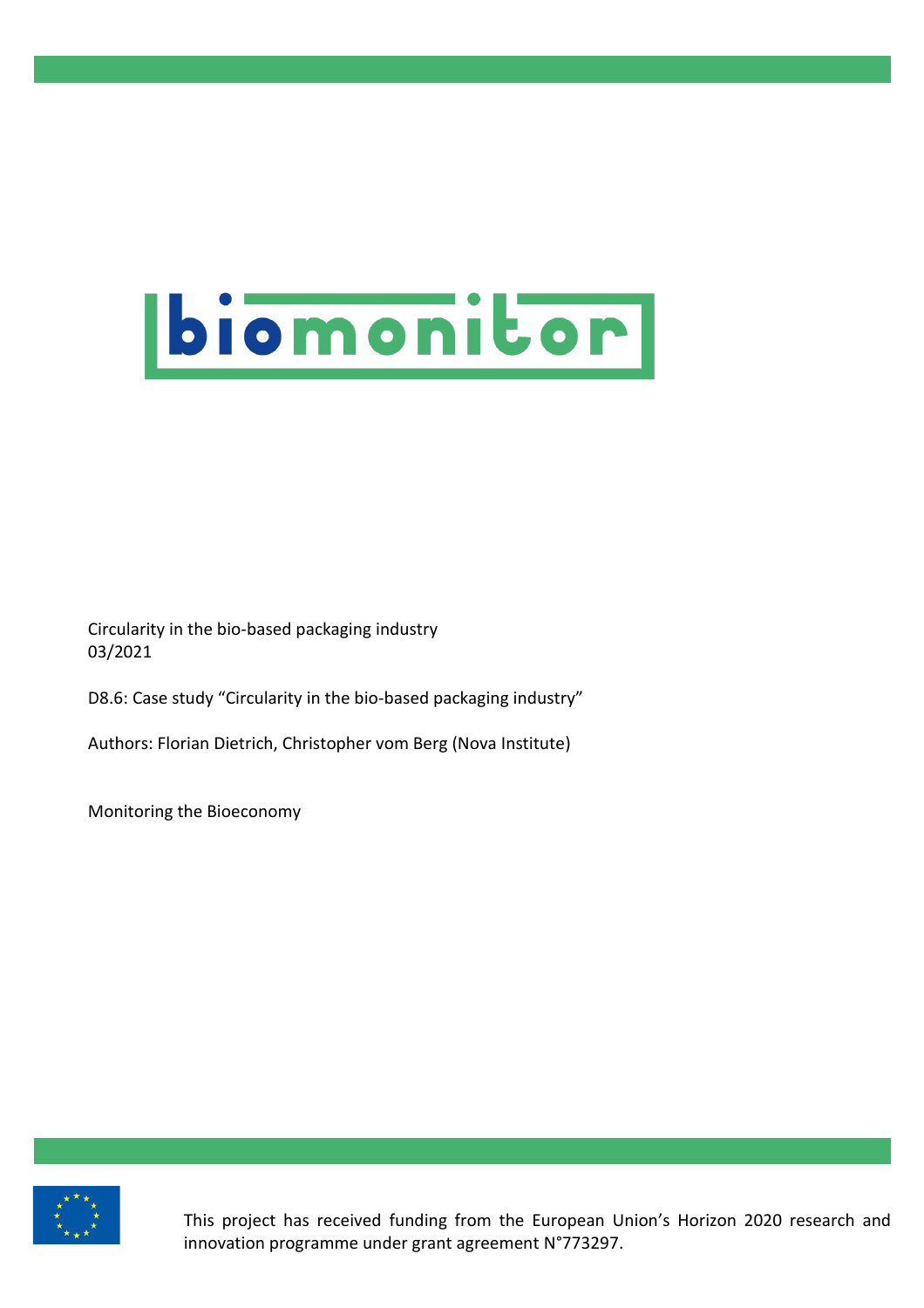# biomonitor

Circularity in the bio-based packaging industry
03/2021

D8.6: Case study "Circularity in the bio-based packaging industry"

Authors: Florian Dietrich, Christopher vom Berg (Nova Institute)

Monitoring the Bioeconomy

This project has received funding from the European Union's Horizon 2020 research and innovation programme under grant agreement N°773297.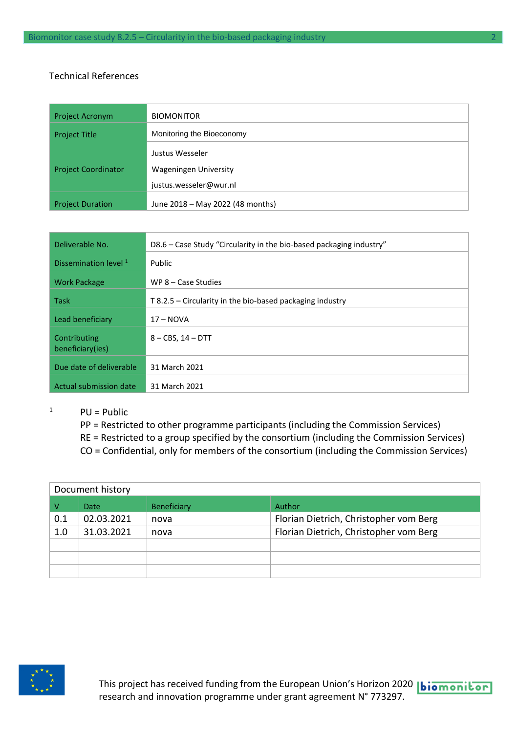Technical References

| Project Acronym | BIOMONITOR |
|---|---|
| Project Title | Monitoring the Bioeconomy |
| Project Coordinator | Justus Wesseler<br>Wageningen University<br>justus.wesseler@wur.nl |
| Project Duration | June 2018 – May 2022 (48 months) |

| Deliverable No. | D8.6 – Case Study "Circularity in the bio-based packaging industry" |
|---|---|
| Dissemination level [1] | Public |
| Work Package | WP 8 – Case Studies |
| Task | T 8.2.5 – Circularity in the bio-based packaging industry |
| Lead beneficiary | 17 – NOVA |
| Contributing beneficiary(ies) | 8 – CBS, 14 – DTT |
| Due date of deliverable | 31 March 2021 |
| Actual submission date | 31 March 2021 |

[1] PU = Public
PP = Restricted to other programme participants (including the Commission Services)
RE = Restricted to a group specified by the consortium (including the Commission Services)
CO = Confidential, only for members of the consortium (including the Commission Services)

Document history

| V | Date | Beneficiary | Author |
|---|---|---|---|
| 0.1 | 02.03.2021 | nova | Florian Dietrich, Christopher vom Berg |
| 1.0 | 31.03.2021 | nova | Florian Dietrich, Christopher vom Berg |
| | | | |
| | | | |
| | | | |

This project has received funding from the European Union's Horizon 2020 research and innovation programme under grant agreement N° 773297.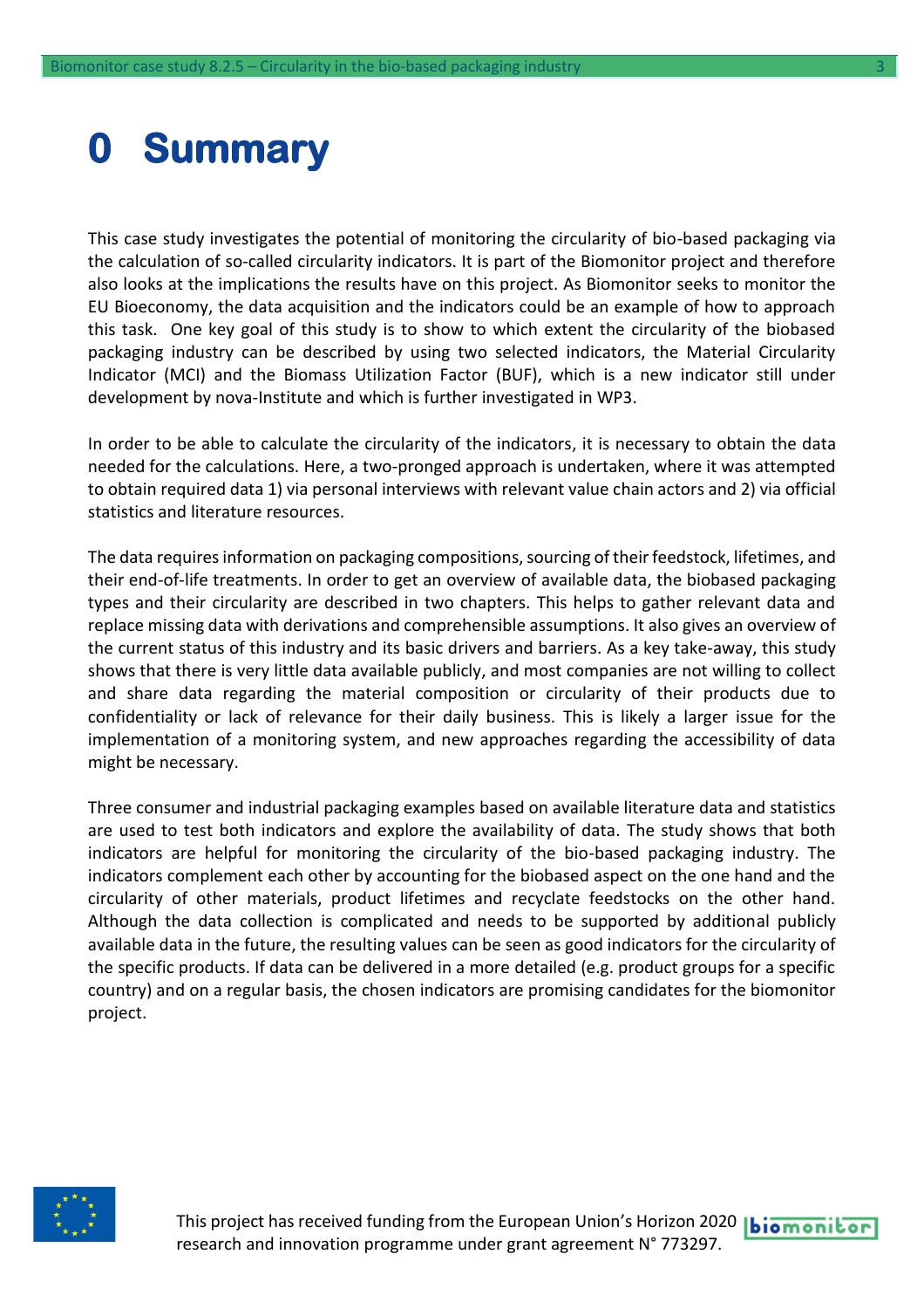# 0 Summary

This case study investigates the potential of monitoring the circularity of bio-based packaging via the calculation of so-called circularity indicators. It is part of the Biomonitor project and therefore also looks at the implications the results have on this project. As Biomonitor seeks to monitor the EU Bioeconomy, the data acquisition and the indicators could be an example of how to approach this task. One key goal of this study is to show to which extent the circularity of the biobased packaging industry can be described by using two selected indicators, the Material Circularity Indicator (MCI) and the Biomass Utilization Factor (BUF), which is a new indicator still under development by nova-Institute and which is further investigated in WP3.

In order to be able to calculate the circularity of the indicators, it is necessary to obtain the data needed for the calculations. Here, a two-pronged approach is undertaken, where it was attempted to obtain required data 1) via personal interviews with relevant value chain actors and 2) via official statistics and literature resources.

The data requires information on packaging compositions, sourcing of their feedstock, lifetimes, and their end-of-life treatments. In order to get an overview of available data, the biobased packaging types and their circularity are described in two chapters. This helps to gather relevant data and replace missing data with derivations and comprehensible assumptions. It also gives an overview of the current status of this industry and its basic drivers and barriers. As a key take-away, this study shows that there is very little data available publicly, and most companies are not willing to collect and share data regarding the material composition or circularity of their products due to confidentiality or lack of relevance for their daily business. This is likely a larger issue for the implementation of a monitoring system, and new approaches regarding the accessibility of data might be necessary.

Three consumer and industrial packaging examples based on available literature data and statistics are used to test both indicators and explore the availability of data. The study shows that both indicators are helpful for monitoring the circularity of the bio-based packaging industry. The indicators complement each other by accounting for the biobased aspect on the one hand and the circularity of other materials, product lifetimes and recyclate feedstocks on the other hand. Although the data collection is complicated and needs to be supported by additional publicly available data in the future, the resulting values can be seen as good indicators for the circularity of the specific products. If data can be delivered in a more detailed (e.g. product groups for a specific country) and on a regular basis, the chosen indicators are promising candidates for the biomonitor project.

This project has received funding from the European Union's Horizon 2020 research and innovation programme under grant agreement N° 773297.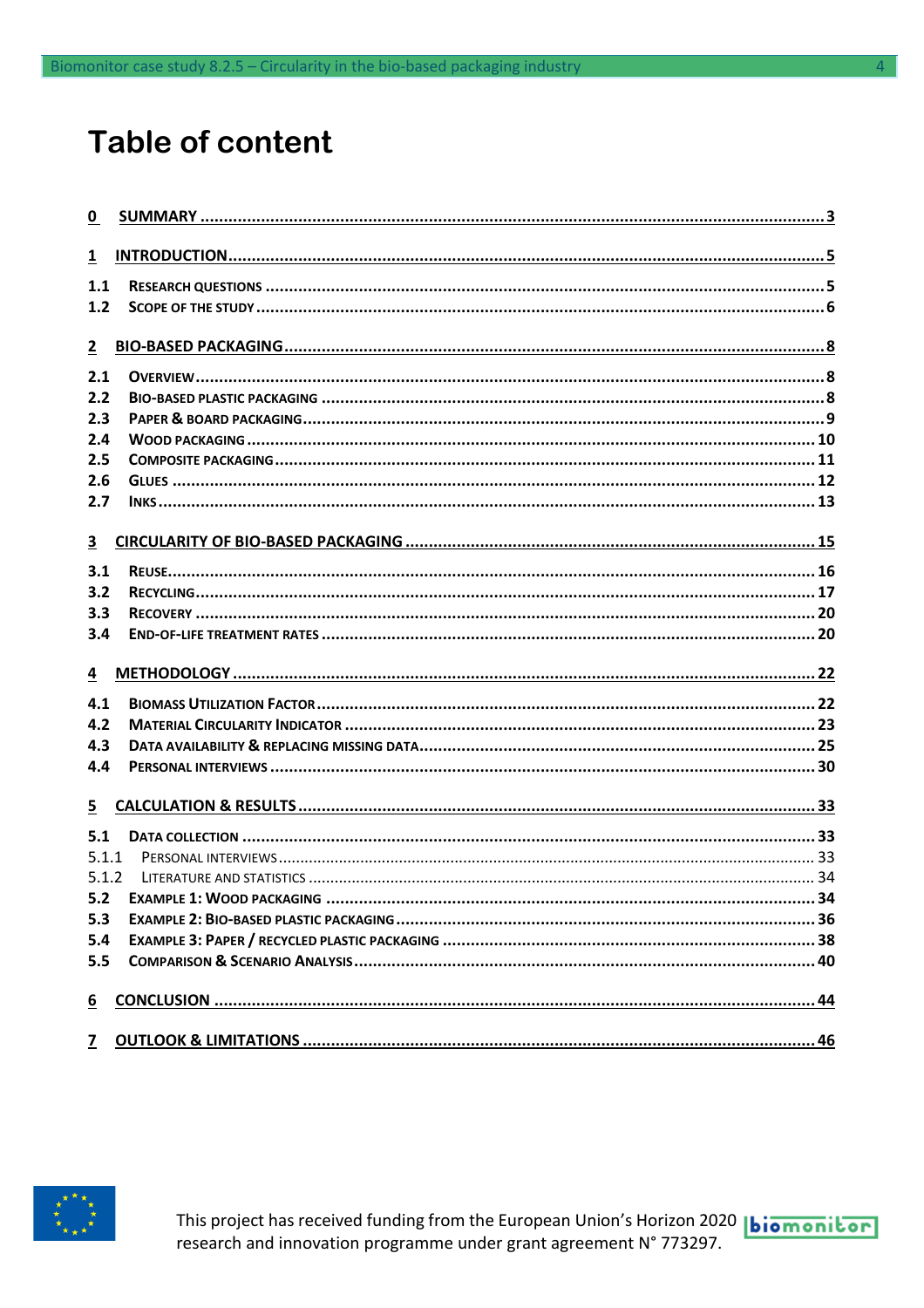# Table of content

0 SUMMARY ........................................................................................................................ 3

1 INTRODUCTION............................................................................................................... 5

1.1 RESEARCH QUESTIONS ...................................................................................................... 5
1.2 SCOPE OF THE STUDY ........................................................................................................ 6

2 BIO-BASED PACKAGING..................................................................................................... 8

2.1 OVERVIEW ......................................................................................................................... 8
2.2 BIO-BASED PLASTIC PACKAGING ........................................................................................ 8
2.3 PAPER & BOARD PACKAGING.............................................................................................. 9
2.4 WOOD PACKAGING .......................................................................................................... 10
2.5 COMPOSITE PACKAGING ................................................................................................... 11
2.6 GLUES ............................................................................................................................. 12
2.7 INKS ................................................................................................................................ 13

3 CIRCULARITY OF BIO-BASED PACKAGING ........................................................................ 15

3.1 REUSE.............................................................................................................................. 16
3.2 RECYCLING....................................................................................................................... 17
3.3 RECOVERY ....................................................................................................................... 20
3.4 END-OF-LIFE TREATMENT RATES ....................................................................................... 20

4 METHODOLOGY ............................................................................................................. 22

4.1 BIOMASS UTILIZATION FACTOR.......................................................................................... 22
4.2 MATERIAL CIRCULARITY INDICATOR .................................................................................. 23
4.3 DATA AVAILABILITY & REPLACING MISSING DATA............................................................... 25
4.4 PERSONAL INTERVIEWS .................................................................................................... 30

5 CALCULATION & RESULTS................................................................................................ 33

5.1 DATA COLLECTION ........................................................................................................... 33
5.1.1 PERSONAL INTERVIEWS.................................................................................................. 33
5.1.2 LITERATURE AND STATISTICS ......................................................................................... 34
5.2 EXAMPLE 1: WOOD PACKAGING ........................................................................................ 34
5.3 EXAMPLE 2: BIO-BASED PLASTIC PACKAGING..................................................................... 36
5.4 EXAMPLE 3: PAPER / RECYCLED PLASTIC PACKAGING ......................................................... 38
5.5 COMPARISON & SCENARIO ANALYSIS................................................................................. 40

6 CONCLUSION ................................................................................................................. 44

7 OUTLOOK & LIMITATIONS ............................................................................................... 46

This project has received funding from the European Union's Horizon 2020 research and innovation programme under grant agreement N° 773297.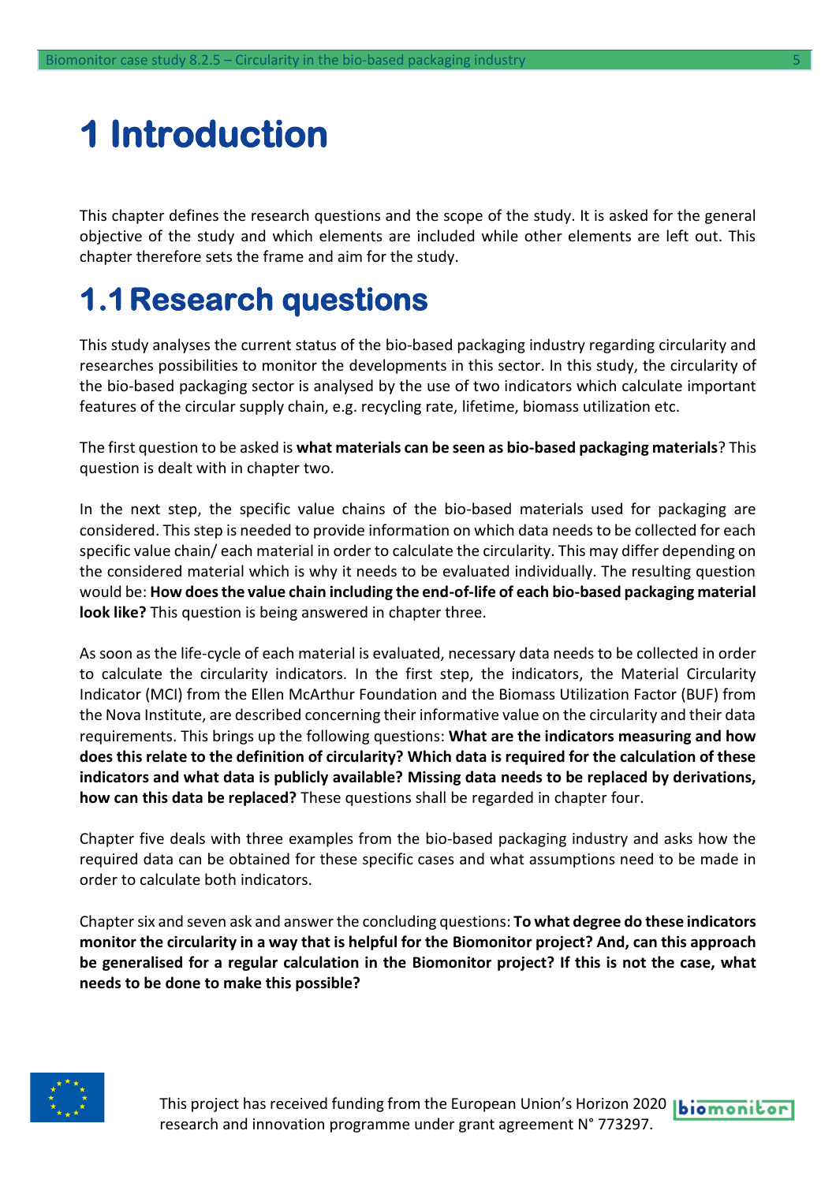# 1 Introduction

This chapter defines the research questions and the scope of the study. It is asked for the general objective of the study and which elements are included while other elements are left out. This chapter therefore sets the frame and aim for the study.

## 1.1 Research questions

This study analyses the current status of the bio-based packaging industry regarding circularity and researches possibilities to monitor the developments in this sector. In this study, the circularity of the bio-based packaging sector is analysed by the use of two indicators which calculate important features of the circular supply chain, e.g. recycling rate, lifetime, biomass utilization etc.

The first question to be asked is **what materials can be seen as bio-based packaging materials**? This question is dealt with in chapter two.

In the next step, the specific value chains of the bio-based materials used for packaging are considered. This step is needed to provide information on which data needs to be collected for each specific value chain/ each material in order to calculate the circularity. This may differ depending on the considered material which is why it needs to be evaluated individually. The resulting question would be: **How does the value chain including the end-of-life of each bio-based packaging material look like?** This question is being answered in chapter three.

As soon as the life-cycle of each material is evaluated, necessary data needs to be collected in order to calculate the circularity indicators. In the first step, the indicators, the Material Circularity Indicator (MCI) from the Ellen McArthur Foundation and the Biomass Utilization Factor (BUF) from the Nova Institute, are described concerning their informative value on the circularity and their data requirements. This brings up the following questions: **What are the indicators measuring and how does this relate to the definition of circularity? Which data is required for the calculation of these indicators and what data is publicly available? Missing data needs to be replaced by derivations, how can this data be replaced?** These questions shall be regarded in chapter four.

Chapter five deals with three examples from the bio-based packaging industry and asks how the required data can be obtained for these specific cases and what assumptions need to be made in order to calculate both indicators.

Chapter six and seven ask and answer the concluding questions: **To what degree do these indicators monitor the circularity in a way that is helpful for the Biomonitor project? And, can this approach be generalised for a regular calculation in the Biomonitor project? If this is not the case, what needs to be done to make this possible?**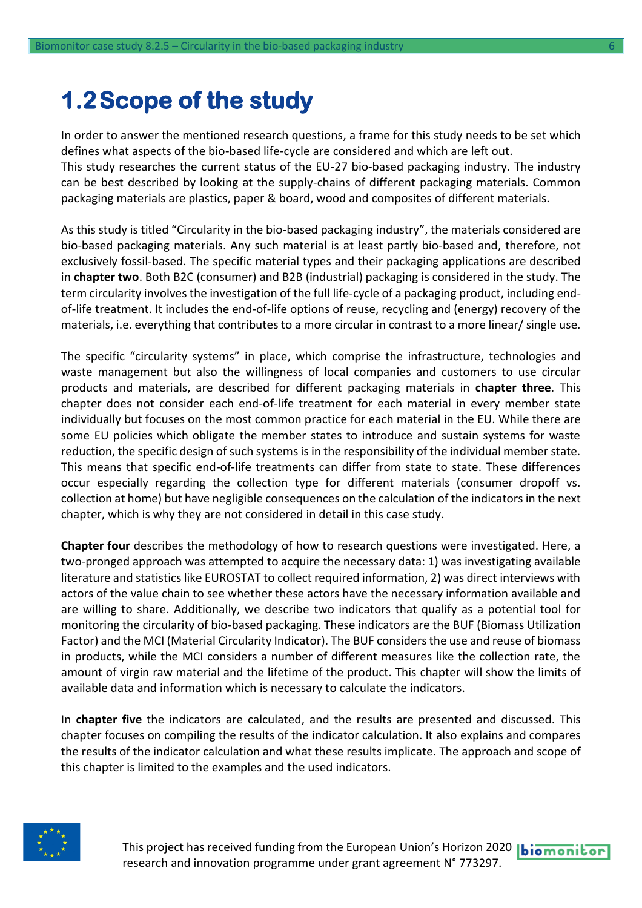# 1.2 Scope of the study

In order to answer the mentioned research questions, a frame for this study needs to be set which defines what aspects of the bio-based life-cycle are considered and which are left out.
This study researches the current status of the EU-27 bio-based packaging industry. The industry can be best described by looking at the supply-chains of different packaging materials. Common packaging materials are plastics, paper & board, wood and composites of different materials.

As this study is titled "Circularity in the bio-based packaging industry", the materials considered are bio-based packaging materials. Any such material is at least partly bio-based and, therefore, not exclusively fossil-based. The specific material types and their packaging applications are described in **chapter two**. Both B2C (consumer) and B2B (industrial) packaging is considered in the study. The term circularity involves the investigation of the full life-cycle of a packaging product, including end-of-life treatment. It includes the end-of-life options of reuse, recycling and (energy) recovery of the materials, i.e. everything that contributes to a more circular in contrast to a more linear/ single use.

The specific "circularity systems" in place, which comprise the infrastructure, technologies and waste management but also the willingness of local companies and customers to use circular products and materials, are described for different packaging materials in **chapter three**. This chapter does not consider each end-of-life treatment for each material in every member state individually but focuses on the most common practice for each material in the EU. While there are some EU policies which obligate the member states to introduce and sustain systems for waste reduction, the specific design of such systems is in the responsibility of the individual member state. This means that specific end-of-life treatments can differ from state to state. These differences occur especially regarding the collection type for different materials (consumer dropoff vs. collection at home) but have negligible consequences on the calculation of the indicators in the next chapter, which is why they are not considered in detail in this case study.

**Chapter four** describes the methodology of how to research questions were investigated. Here, a two-pronged approach was attempted to acquire the necessary data: 1) was investigating available literature and statistics like EUROSTAT to collect required information, 2) was direct interviews with actors of the value chain to see whether these actors have the necessary information available and are willing to share. Additionally, we describe two indicators that qualify as a potential tool for monitoring the circularity of bio-based packaging. These indicators are the BUF (Biomass Utilization Factor) and the MCI (Material Circularity Indicator). The BUF considers the use and reuse of biomass in products, while the MCI considers a number of different measures like the collection rate, the amount of virgin raw material and the lifetime of the product. This chapter will show the limits of available data and information which is necessary to calculate the indicators.

In **chapter five** the indicators are calculated, and the results are presented and discussed. This chapter focuses on compiling the results of the indicator calculation. It also explains and compares the results of the indicator calculation and what these results implicate. The approach and scope of this chapter is limited to the examples and the used indicators.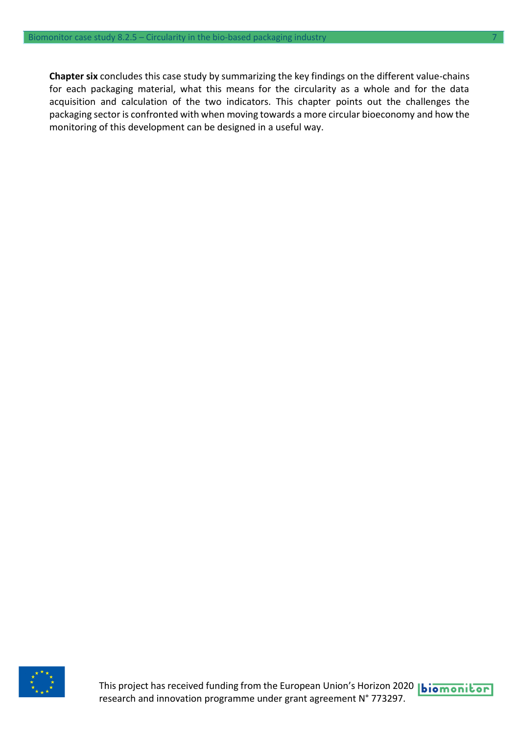**Chapter six** concludes this case study by summarizing the key findings on the different value-chains for each packaging material, what this means for the circularity as a whole and for the data acquisition and calculation of the two indicators. This chapter points out the challenges the packaging sector is confronted with when moving towards a more circular bioeconomy and how the monitoring of this development can be designed in a useful way.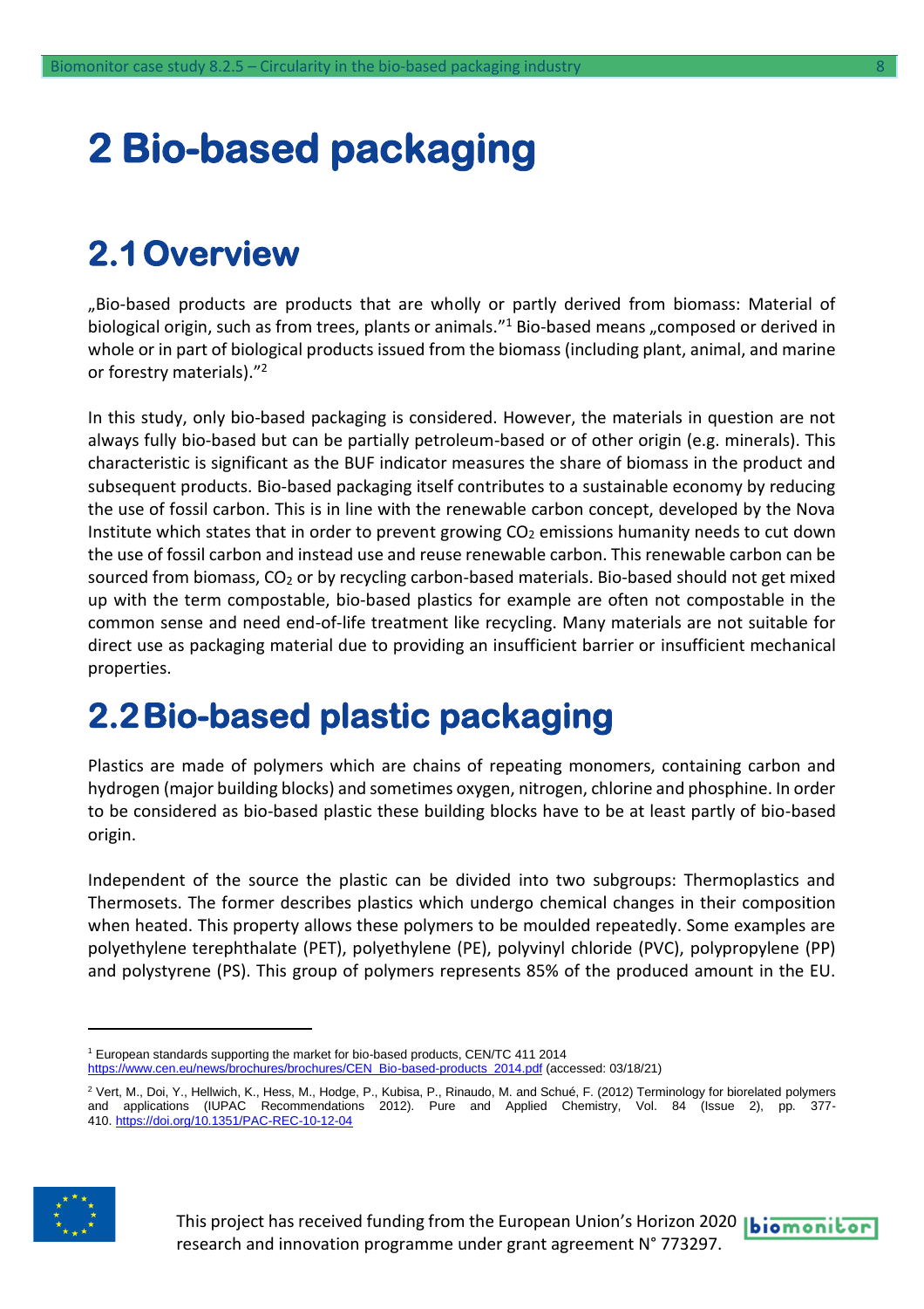# 2 Bio-based packaging

## 2.1 Overview

„Bio-based products are products that are wholly or partly derived from biomass: Material of biological origin, such as from trees, plants or animals."[1] Bio-based means „composed or derived in whole or in part of biological products issued from the biomass (including plant, animal, and marine or forestry materials)."[2]

In this study, only bio-based packaging is considered. However, the materials in question are not always fully bio-based but can be partially petroleum-based or of other origin (e.g. minerals). This characteristic is significant as the BUF indicator measures the share of biomass in the product and subsequent products. Bio-based packaging itself contributes to a sustainable economy by reducing the use of fossil carbon. This is in line with the renewable carbon concept, developed by the Nova Institute which states that in order to prevent growing $CO_2$ emissions humanity needs to cut down the use of fossil carbon and instead use and reuse renewable carbon. This renewable carbon can be sourced from biomass, $CO_2$ or by recycling carbon-based materials. Bio-based should not get mixed up with the term compostable, bio-based plastics for example are often not compostable in the common sense and need end-of-life treatment like recycling. Many materials are not suitable for direct use as packaging material due to providing an insufficient barrier or insufficient mechanical properties.

## 2.2 Bio-based plastic packaging

Plastics are made of polymers which are chains of repeating monomers, containing carbon and hydrogen (major building blocks) and sometimes oxygen, nitrogen, chlorine and phosphine. In order to be considered as bio-based plastic these building blocks have to be at least partly of bio-based origin.

Independent of the source the plastic can be divided into two subgroups: Thermoplastics and Thermosets. The former describes plastics which undergo chemical changes in their composition when heated. This property allows these polymers to be moulded repeatedly. Some examples are polyethylene terephthalate (PET), polyethylene (PE), polyvinyl chloride (PVC), polypropylene (PP) and polystyrene (PS). This group of polymers represents 85% of the produced amount in the EU.

---

[1] European standards supporting the market for bio-based products, CEN/TC 411 2014 https://www.cen.eu/news/brochures/brochures/CEN_Bio-based-products_2014.pdf (accessed: 03/18/21)

[2] Vert, M., Doi, Y., Hellwich, K., Hess, M., Hodge, P., Kubisa, P., Rinaudo, M. and Schué, F. (2012) Terminology for biorelated polymers and applications (IUPAC Recommendations 2012). Pure and Applied Chemistry, Vol. 84 (Issue 2), pp. 377-410. https://doi.org/10.1351/PAC-REC-10-12-04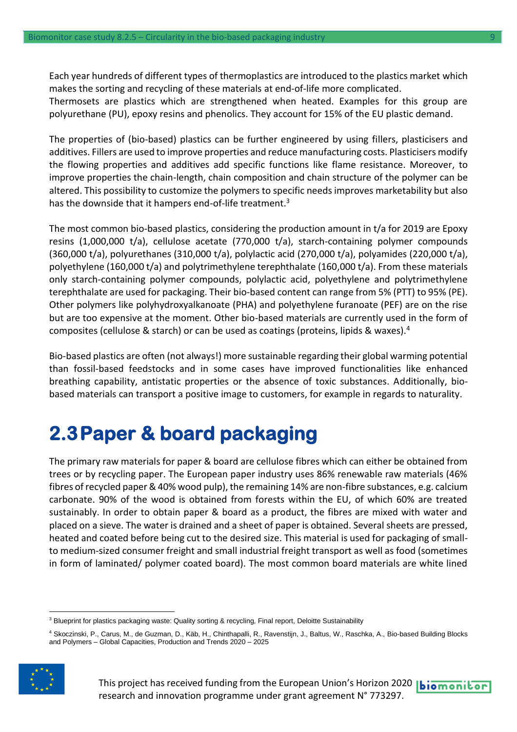Each year hundreds of different types of thermoplastics are introduced to the plastics market which makes the sorting and recycling of these materials at end-of-life more complicated.
Thermosets are plastics which are strengthened when heated. Examples for this group are polyurethane (PU), epoxy resins and phenolics. They account for 15% of the EU plastic demand.

The properties of (bio-based) plastics can be further engineered by using fillers, plasticisers and additives. Fillers are used to improve properties and reduce manufacturing costs. Plasticisers modify the flowing properties and additives add specific functions like flame resistance. Moreover, to improve properties the chain-length, chain composition and chain structure of the polymer can be altered. This possibility to customize the polymers to specific needs improves marketability but also has the downside that it hampers end-of-life treatment.[3]

The most common bio-based plastics, considering the production amount in t/a for 2019 are Epoxy resins (1,000,000 t/a), cellulose acetate (770,000 t/a), starch-containing polymer compounds (360,000 t/a), polyurethanes (310,000 t/a), polylactic acid (270,000 t/a), polyamides (220,000 t/a), polyethylene (160,000 t/a) and polytrimethylene terephthalate (160,000 t/a). From these materials only starch-containing polymer compounds, polylactic acid, polyethylene and polytrimethylene terephthalate are used for packaging. Their bio-based content can range from 5% (PTT) to 95% (PE). Other polymers like polyhydroxyalkanoate (PHA) and polyethylene furanoate (PEF) are on the rise but are too expensive at the moment. Other bio-based materials are currently used in the form of composites (cellulose & starch) or can be used as coatings (proteins, lipids & waxes).[4]

Bio-based plastics are often (not always!) more sustainable regarding their global warming potential than fossil-based feedstocks and in some cases have improved functionalities like enhanced breathing capability, antistatic properties or the absence of toxic substances. Additionally, bio-based materials can transport a positive image to customers, for example in regards to naturality.

## 2.3 Paper & board packaging

The primary raw materials for paper & board are cellulose fibres which can either be obtained from trees or by recycling paper. The European paper industry uses 86% renewable raw materials (46% fibres of recycled paper & 40% wood pulp), the remaining 14% are non-fibre substances, e.g. calcium carbonate. 90% of the wood is obtained from forests within the EU, of which 60% are treated sustainably. In order to obtain paper & board as a product, the fibres are mixed with water and placed on a sieve. The water is drained and a sheet of paper is obtained. Several sheets are pressed, heated and coated before being cut to the desired size. This material is used for packaging of small- to medium-sized consumer freight and small industrial freight transport as well as food (sometimes in form of laminated/ polymer coated board). The most common board materials are white lined

---

[3] Blueprint for plastics packaging waste: Quality sorting & recycling, Final report, Deloitte Sustainability

[4] Skoczinski, P., Carus, M., de Guzman, D., Käb, H., Chinthapalli, R., Ravenstijn, J., Baltus, W., Raschka, A., Bio-based Building Blocks and Polymers – Global Capacities, Production and Trends 2020 – 2025

This project has received funding from the European Union's Horizon 2020 research and innovation programme under grant agreement N° 773297.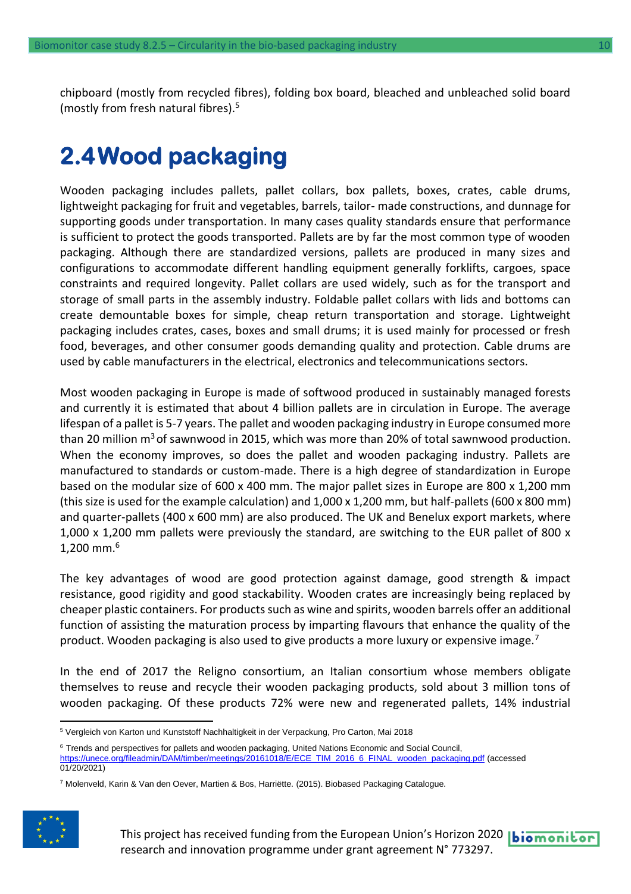chipboard (mostly from recycled fibres), folding box board, bleached and unbleached solid board (mostly from fresh natural fibres).[5]

## 2.4 Wood packaging

Wooden packaging includes pallets, pallet collars, box pallets, boxes, crates, cable drums, lightweight packaging for fruit and vegetables, barrels, tailor- made constructions, and dunnage for supporting goods under transportation. In many cases quality standards ensure that performance is sufficient to protect the goods transported. Pallets are by far the most common type of wooden packaging. Although there are standardized versions, pallets are produced in many sizes and configurations to accommodate different handling equipment generally forklifts, cargoes, space constraints and required longevity. Pallet collars are used widely, such as for the transport and storage of small parts in the assembly industry. Foldable pallet collars with lids and bottoms can create demountable boxes for simple, cheap return transportation and storage. Lightweight packaging includes crates, cases, boxes and small drums; it is used mainly for processed or fresh food, beverages, and other consumer goods demanding quality and protection. Cable drums are used by cable manufacturers in the electrical, electronics and telecommunications sectors.

Most wooden packaging in Europe is made of softwood produced in sustainably managed forests and currently it is estimated that about 4 billion pallets are in circulation in Europe. The average lifespan of a pallet is 5-7 years. The pallet and wooden packaging industry in Europe consumed more than 20 million $m^3$ of sawnwood in 2015, which was more than 20% of total sawnwood production. When the economy improves, so does the pallet and wooden packaging industry. Pallets are manufactured to standards or custom-made. There is a high degree of standardization in Europe based on the modular size of 600 x 400 mm. The major pallet sizes in Europe are 800 x 1,200 mm (this size is used for the example calculation) and 1,000 x 1,200 mm, but half-pallets (600 x 800 mm) and quarter-pallets (400 x 600 mm) are also produced. The UK and Benelux export markets, where 1,000 x 1,200 mm pallets were previously the standard, are switching to the EUR pallet of 800 x 1,200 mm.[6]

The key advantages of wood are good protection against damage, good strength & impact resistance, good rigidity and good stackability. Wooden crates are increasingly being replaced by cheaper plastic containers. For products such as wine and spirits, wooden barrels offer an additional function of assisting the maturation process by imparting flavours that enhance the quality of the product. Wooden packaging is also used to give products a more luxury or expensive image.[7]

In the end of 2017 the Religno consortium, an Italian consortium whose members obligate themselves to reuse and recycle their wooden packaging products, sold about 3 million tons of wooden packaging. Of these products 72% were new and regenerated pallets, 14% industrial

---

[5] Vergleich von Karton und Kunststoff Nachhaltigkeit in der Verpackung, Pro Carton, Mai 2018

[6] Trends and perspectives for pallets and wooden packaging, United Nations Economic and Social Council, https://unece.org/fileadmin/DAM/timber/meetings/20161018/E/ECE_TIM_2016_6_FINAL_wooden_packaging.pdf (accessed 01/20/2021)

[7] Molenveld, Karin & Van den Oever, Martien & Bos, Harriëtte. (2015). Biobased Packaging Catalogue.

This project has received funding from the European Union's Horizon 2020 research and innovation programme under grant agreement N° 773297.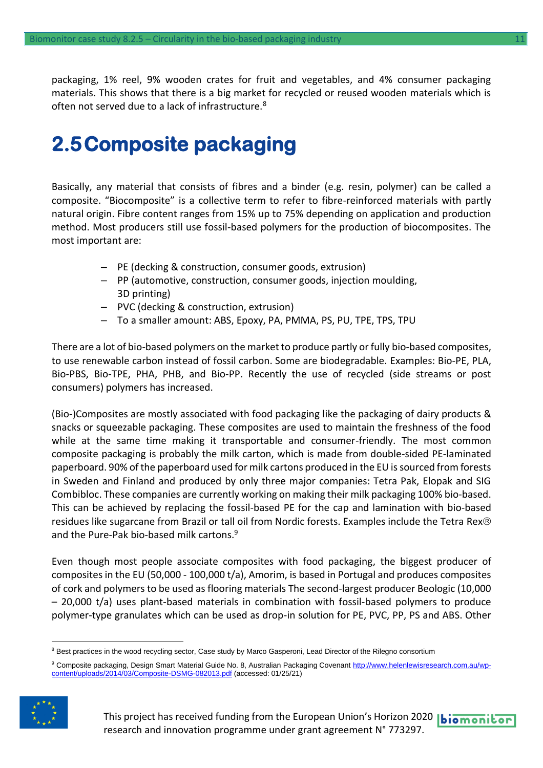packaging, 1% reel, 9% wooden crates for fruit and vegetables, and 4% consumer packaging materials. This shows that there is a big market for recycled or reused wooden materials which is often not served due to a lack of infrastructure.[8]

## 2.5 Composite packaging

Basically, any material that consists of fibres and a binder (e.g. resin, polymer) can be called a composite. "Biocomposite" is a collective term to refer to fibre-reinforced materials with partly natural origin. Fibre content ranges from 15% up to 75% depending on application and production method. Most producers still use fossil-based polymers for the production of biocomposites. The most important are:

- PE (decking & construction, consumer goods, extrusion)
- PP (automotive, construction, consumer goods, injection moulding, 3D printing)
- PVC (decking & construction, extrusion)
- To a smaller amount: ABS, Epoxy, PA, PMMA, PS, PU, TPE, TPS, TPU

There are a lot of bio-based polymers on the market to produce partly or fully bio-based composites, to use renewable carbon instead of fossil carbon. Some are biodegradable. Examples: Bio-PE, PLA, Bio-PBS, Bio-TPE, PHA, PHB, and Bio-PP. Recently the use of recycled (side streams or post consumers) polymers has increased.

(Bio-)Composites are mostly associated with food packaging like the packaging of dairy products & snacks or squeezable packaging. These composites are used to maintain the freshness of the food while at the same time making it transportable and consumer-friendly. The most common composite packaging is probably the milk carton, which is made from double-sided PE-laminated paperboard. 90% of the paperboard used for milk cartons produced in the EU is sourced from forests in Sweden and Finland and produced by only three major companies: Tetra Pak, Elopak and SIG Combibloc. These companies are currently working on making their milk packaging 100% bio-based. This can be achieved by replacing the fossil-based PE for the cap and lamination with bio-based residues like sugarcane from Brazil or tall oil from Nordic forests. Examples include the Tetra Rex® and the Pure-Pak bio-based milk cartons.[9]

Even though most people associate composites with food packaging, the biggest producer of composites in the EU (50,000 - 100,000 t/a), Amorim, is based in Portugal and produces composites of cork and polymers to be used as flooring materials The second-largest producer Beologic (10,000 – 20,000 t/a) uses plant-based materials in combination with fossil-based polymers to produce polymer-type granulates which can be used as drop-in solution for PE, PVC, PP, PS and ABS. Other

---

[8] Best practices in the wood recycling sector, Case study by Marco Gasperoni, Lead Director of the Rilegno consortium

[9] Composite packaging, Design Smart Material Guide No. 8, Australian Packaging Covenant http://www.helenlewisresearch.com.au/wp-content/uploads/2014/03/Composite-DSMG-082013.pdf (accessed: 01/25/21)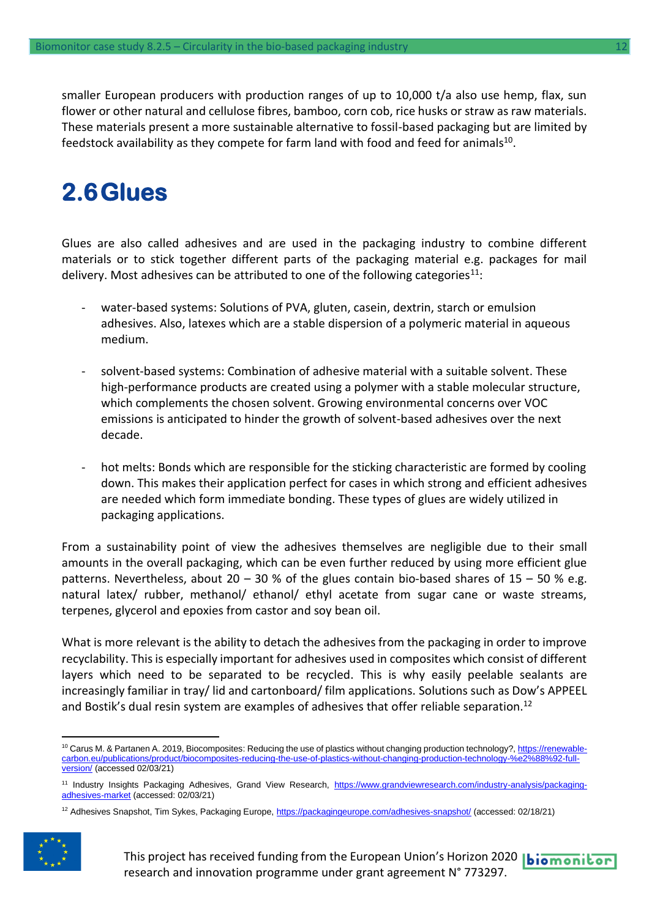smaller European producers with production ranges of up to 10,000 t/a also use hemp, flax, sun flower or other natural and cellulose fibres, bamboo, corn cob, rice husks or straw as raw materials. These materials present a more sustainable alternative to fossil-based packaging but are limited by feedstock availability as they compete for farm land with food and feed for animals[10].

# 2.6 Glues

Glues are also called adhesives and are used in the packaging industry to combine different materials or to stick together different parts of the packaging material e.g. packages for mail delivery. Most adhesives can be attributed to one of the following categories[11]:

- water-based systems: Solutions of PVA, gluten, casein, dextrin, starch or emulsion adhesives. Also, latexes which are a stable dispersion of a polymeric material in aqueous medium.
- solvent-based systems: Combination of adhesive material with a suitable solvent. These high-performance products are created using a polymer with a stable molecular structure, which complements the chosen solvent. Growing environmental concerns over VOC emissions is anticipated to hinder the growth of solvent-based adhesives over the next decade.
- hot melts: Bonds which are responsible for the sticking characteristic are formed by cooling down. This makes their application perfect for cases in which strong and efficient adhesives are needed which form immediate bonding. These types of glues are widely utilized in packaging applications.

From a sustainability point of view the adhesives themselves are negligible due to their small amounts in the overall packaging, which can be even further reduced by using more efficient glue patterns. Nevertheless, about 20 – 30 % of the glues contain bio-based shares of 15 – 50 % e.g. natural latex/ rubber, methanol/ ethanol/ ethyl acetate from sugar cane or waste streams, terpenes, glycerol and epoxies from castor and soy bean oil.

What is more relevant is the ability to detach the adhesives from the packaging in order to improve recyclability. This is especially important for adhesives used in composites which consist of different layers which need to be separated to be recycled. This is why easily peelable sealants are increasingly familiar in tray/ lid and cartonboard/ film applications. Solutions such as Dow's APPEEL and Bostik's dual resin system are examples of adhesives that offer reliable separation.[12]

---

[10] Carus M. & Partanen A. 2019, Biocomposites: Reducing the use of plastics without changing production technology?, https://renewable-carbon.eu/publications/product/biocomposites-reducing-the-use-of-plastics-without-changing-production-technology-%e2%88%92-full-version/ (accessed 02/03/21)

[11] Industry Insights Packaging Adhesives, Grand View Research, https://www.grandviewresearch.com/industry-analysis/packaging-adhesives-market (accessed: 02/03/21)

[12] Adhesives Snapshot, Tim Sykes, Packaging Europe, https://packagingeurope.com/adhesives-snapshot/ (accessed: 02/18/21)

This project has received funding from the European Union's Horizon 2020 research and innovation programme under grant agreement N° 773297.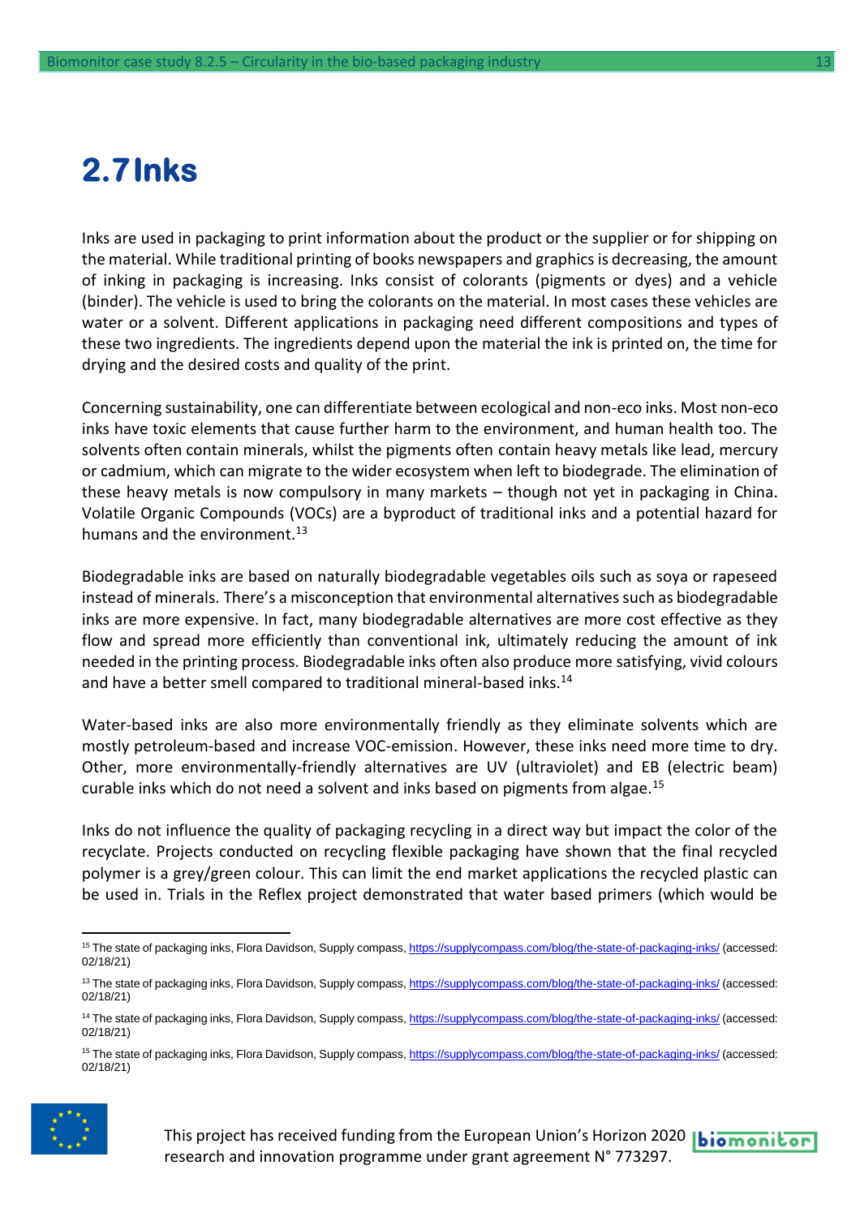## 2.7 Inks

Inks are used in packaging to print information about the product or the supplier or for shipping on the material. While traditional printing of books newspapers and graphics is decreasing, the amount of inking in packaging is increasing. Inks consist of colorants (pigments or dyes) and a vehicle (binder). The vehicle is used to bring the colorants on the material. In most cases these vehicles are water or a solvent. Different applications in packaging need different compositions and types of these two ingredients. The ingredients depend upon the material the ink is printed on, the time for drying and the desired costs and quality of the print.

Concerning sustainability, one can differentiate between ecological and non-eco inks. Most non-eco inks have toxic elements that cause further harm to the environment, and human health too. The solvents often contain minerals, whilst the pigments often contain heavy metals like lead, mercury or cadmium, which can migrate to the wider ecosystem when left to biodegrade. The elimination of these heavy metals is now compulsory in many markets – though not yet in packaging in China. Volatile Organic Compounds (VOCs) are a byproduct of traditional inks and a potential hazard for humans and the environment.[13]

Biodegradable inks are based on naturally biodegradable vegetables oils such as soya or rapeseed instead of minerals. There's a misconception that environmental alternatives such as biodegradable inks are more expensive. In fact, many biodegradable alternatives are more cost effective as they flow and spread more efficiently than conventional ink, ultimately reducing the amount of ink needed in the printing process. Biodegradable inks often also produce more satisfying, vivid colours and have a better smell compared to traditional mineral-based inks.[14]

Water-based inks are also more environmentally friendly as they eliminate solvents which are mostly petroleum-based and increase VOC-emission. However, these inks need more time to dry. Other, more environmentally-friendly alternatives are UV (ultraviolet) and EB (electric beam) curable inks which do not need a solvent and inks based on pigments from algae.[15]

Inks do not influence the quality of packaging recycling in a direct way but impact the color of the recyclate. Projects conducted on recycling flexible packaging have shown that the final recycled polymer is a grey/green colour. This can limit the end market applications the recycled plastic can be used in. Trials in the Reflex project demonstrated that water based primers (which would be

---

[15] The state of packaging inks, Flora Davidson, Supply compass, https://supplycompass.com/blog/the-state-of-packaging-inks/ (accessed: 02/18/21)

[13] The state of packaging inks, Flora Davidson, Supply compass, https://supplycompass.com/blog/the-state-of-packaging-inks/ (accessed: 02/18/21)

[14] The state of packaging inks, Flora Davidson, Supply compass, https://supplycompass.com/blog/the-state-of-packaging-inks/ (accessed: 02/18/21)

[15] The state of packaging inks, Flora Davidson, Supply compass, https://supplycompass.com/blog/the-state-of-packaging-inks/ (accessed: 02/18/21)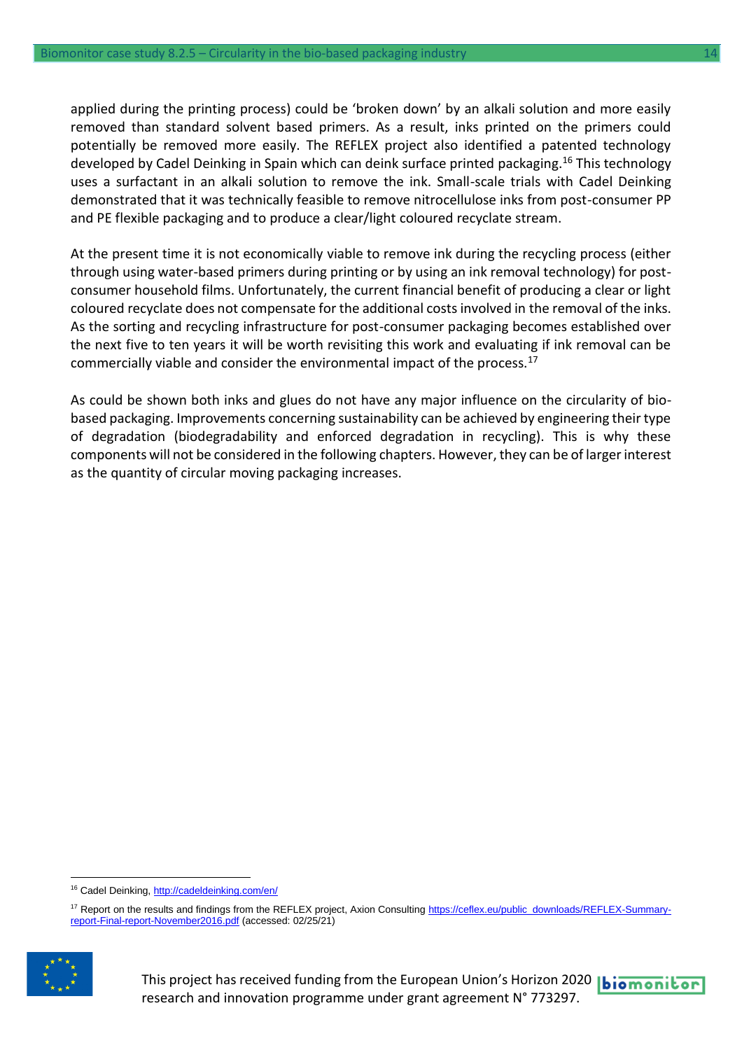applied during the printing process) could be 'broken down' by an alkali solution and more easily removed than standard solvent based primers. As a result, inks printed on the primers could potentially be removed more easily. The REFLEX project also identified a patented technology developed by Cadel Deinking in Spain which can deink surface printed packaging.[16] This technology uses a surfactant in an alkali solution to remove the ink. Small-scale trials with Cadel Deinking demonstrated that it was technically feasible to remove nitrocellulose inks from post-consumer PP and PE flexible packaging and to produce a clear/light coloured recyclate stream.

At the present time it is not economically viable to remove ink during the recycling process (either through using water-based primers during printing or by using an ink removal technology) for post-consumer household films. Unfortunately, the current financial benefit of producing a clear or light coloured recyclate does not compensate for the additional costs involved in the removal of the inks. As the sorting and recycling infrastructure for post-consumer packaging becomes established over the next five to ten years it will be worth revisiting this work and evaluating if ink removal can be commercially viable and consider the environmental impact of the process.[17]

As could be shown both inks and glues do not have any major influence on the circularity of bio-based packaging. Improvements concerning sustainability can be achieved by engineering their type of degradation (biodegradability and enforced degradation in recycling). This is why these components will not be considered in the following chapters. However, they can be of larger interest as the quantity of circular moving packaging increases.

---

[16] Cadel Deinking, http://cadeldeinking.com/en/

[17] Report on the results and findings from the REFLEX project, Axion Consulting https://ceflex.eu/public_downloads/REFLEX-Summary-report-Final-report-November2016.pdf (accessed: 02/25/21)

This project has received funding from the European Union's Horizon 2020 research and innovation programme under grant agreement N° 773297.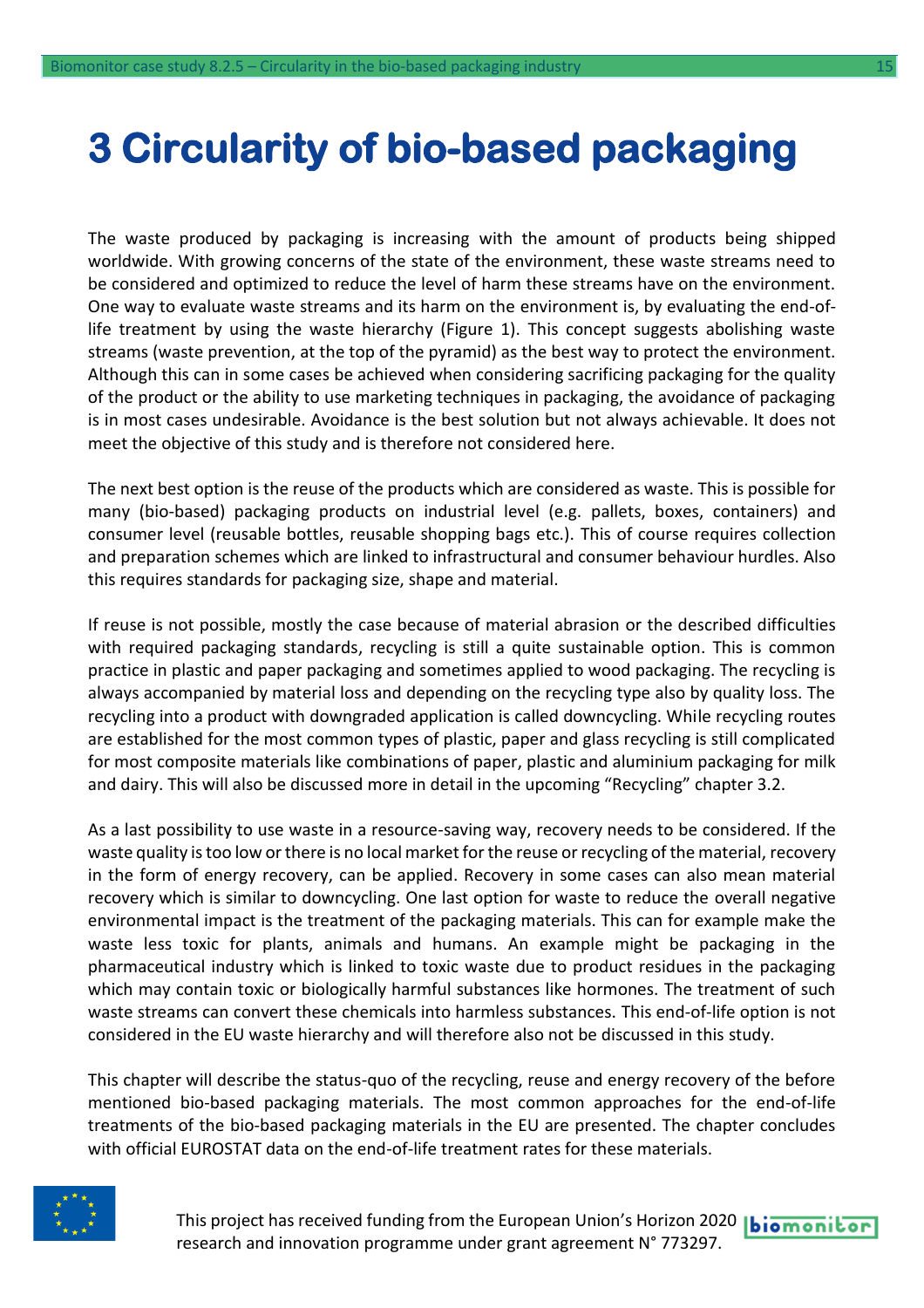# 3 Circularity of bio-based packaging

The waste produced by packaging is increasing with the amount of products being shipped worldwide. With growing concerns of the state of the environment, these waste streams need to be considered and optimized to reduce the level of harm these streams have on the environment. One way to evaluate waste streams and its harm on the environment is, by evaluating the end-of-life treatment by using the waste hierarchy (Figure 1). This concept suggests abolishing waste streams (waste prevention, at the top of the pyramid) as the best way to protect the environment. Although this can in some cases be achieved when considering sacrificing packaging for the quality of the product or the ability to use marketing techniques in packaging, the avoidance of packaging is in most cases undesirable. Avoidance is the best solution but not always achievable. It does not meet the objective of this study and is therefore not considered here.

The next best option is the reuse of the products which are considered as waste. This is possible for many (bio-based) packaging products on industrial level (e.g. pallets, boxes, containers) and consumer level (reusable bottles, reusable shopping bags etc.). This of course requires collection and preparation schemes which are linked to infrastructural and consumer behaviour hurdles. Also this requires standards for packaging size, shape and material.

If reuse is not possible, mostly the case because of material abrasion or the described difficulties with required packaging standards, recycling is still a quite sustainable option. This is common practice in plastic and paper packaging and sometimes applied to wood packaging. The recycling is always accompanied by material loss and depending on the recycling type also by quality loss. The recycling into a product with downgraded application is called downcycling. While recycling routes are established for the most common types of plastic, paper and glass recycling is still complicated for most composite materials like combinations of paper, plastic and aluminium packaging for milk and dairy. This will also be discussed more in detail in the upcoming "Recycling" chapter 3.2.

As a last possibility to use waste in a resource-saving way, recovery needs to be considered. If the waste quality is too low or there is no local market for the reuse or recycling of the material, recovery in the form of energy recovery, can be applied. Recovery in some cases can also mean material recovery which is similar to downcycling. One last option for waste to reduce the overall negative environmental impact is the treatment of the packaging materials. This can for example make the waste less toxic for plants, animals and humans. An example might be packaging in the pharmaceutical industry which is linked to toxic waste due to product residues in the packaging which may contain toxic or biologically harmful substances like hormones. The treatment of such waste streams can convert these chemicals into harmless substances. This end-of-life option is not considered in the EU waste hierarchy and will therefore also not be discussed in this study.

This chapter will describe the status-quo of the recycling, reuse and energy recovery of the before mentioned bio-based packaging materials. The most common approaches for the end-of-life treatments of the bio-based packaging materials in the EU are presented. The chapter concludes with official EUROSTAT data on the end-of-life treatment rates for these materials.

This project has received funding from the European Union's Horizon 2020 research and innovation programme under grant agreement N° 773297.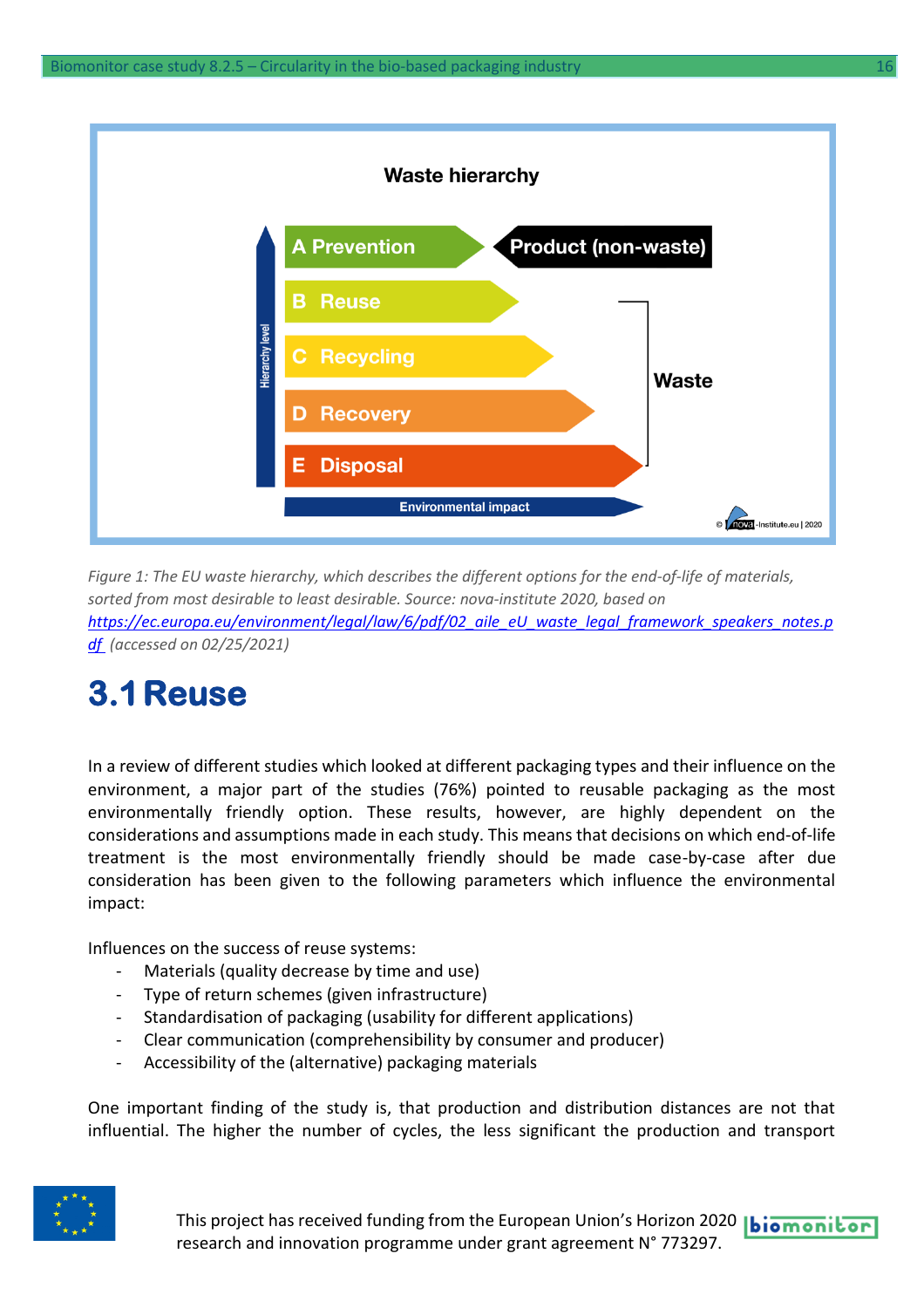Waste hierarchy

- A Prevention — Product (non-waste)
- B Reuse
- C Recycling
- D Recovery
- E Disposal

Waste

Hierarchy level

Environmental impact

© nova-Institute.eu | 2020

*Figure 1: The EU waste hierarchy, which describes the different options for the end-of-life of materials, sorted from most desirable to least desirable. Source: nova-institute 2020, based on [https://ec.europa.eu/environment/legal/law/6/pdf/02_aile_eU_waste_legal_framework_speakers_notes.pdf](https://ec.europa.eu/environment/legal/law/6/pdf/02_aile_eU_waste_legal_framework_speakers_notes.pdf) (accessed on 02/25/2021)*

## 3.1 Reuse

In a review of different studies which looked at different packaging types and their influence on the environment, a major part of the studies (76%) pointed to reusable packaging as the most environmentally friendly option. These results, however, are highly dependent on the considerations and assumptions made in each study. This means that decisions on which end-of-life treatment is the most environmentally friendly should be made case-by-case after due consideration has been given to the following parameters which influence the environmental impact:

Influences on the success of reuse systems:

- Materials (quality decrease by time and use)
- Type of return schemes (given infrastructure)
- Standardisation of packaging (usability for different applications)
- Clear communication (comprehensibility by consumer and producer)
- Accessibility of the (alternative) packaging materials

One important finding of the study is, that production and distribution distances are not that influential. The higher the number of cycles, the less significant the production and transport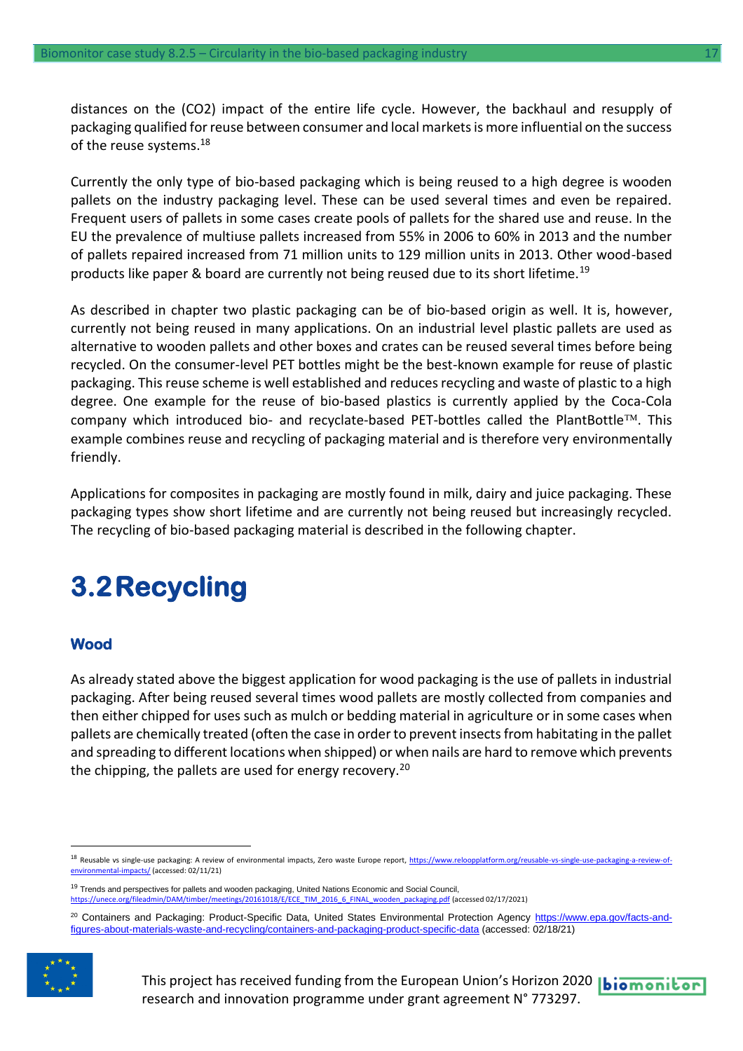distances on the (CO2) impact of the entire life cycle. However, the backhaul and resupply of packaging qualified for reuse between consumer and local markets is more influential on the success of the reuse systems.[18]

Currently the only type of bio-based packaging which is being reused to a high degree is wooden pallets on the industry packaging level. These can be used several times and even be repaired. Frequent users of pallets in some cases create pools of pallets for the shared use and reuse. In the EU the prevalence of multiuse pallets increased from 55% in 2006 to 60% in 2013 and the number of pallets repaired increased from 71 million units to 129 million units in 2013. Other wood-based products like paper & board are currently not being reused due to its short lifetime.[19]

As described in chapter two plastic packaging can be of bio-based origin as well. It is, however, currently not being reused in many applications. On an industrial level plastic pallets are used as alternative to wooden pallets and other boxes and crates can be reused several times before being recycled. On the consumer-level PET bottles might be the best-known example for reuse of plastic packaging. This reuse scheme is well established and reduces recycling and waste of plastic to a high degree. One example for the reuse of bio-based plastics is currently applied by the Coca-Cola company which introduced bio- and recyclate-based PET-bottles called the PlantBottle™. This example combines reuse and recycling of packaging material and is therefore very environmentally friendly.

Applications for composites in packaging are mostly found in milk, dairy and juice packaging. These packaging types show short lifetime and are currently not being reused but increasingly recycled. The recycling of bio-based packaging material is described in the following chapter.

## 3.2 Recycling

### Wood

As already stated above the biggest application for wood packaging is the use of pallets in industrial packaging. After being reused several times wood pallets are mostly collected from companies and then either chipped for uses such as mulch or bedding material in agriculture or in some cases when pallets are chemically treated (often the case in order to prevent insects from habitating in the pallet and spreading to different locations when shipped) or when nails are hard to remove which prevents the chipping, the pallets are used for energy recovery.[20]

---

[18] Reusable vs single-use packaging: A review of environmental impacts, Zero waste Europe report, https://www.reloopplatform.org/reusable-vs-single-use-packaging-a-review-of-environmental-impacts/ (accessed: 02/11/21)

[19] Trends and perspectives for pallets and wooden packaging, United Nations Economic and Social Council, https://unece.org/fileadmin/DAM/timber/meetings/20161018/E/ECE_TIM_2016_6_FINAL_wooden_packaging.pdf (accessed 02/17/2021)

[20] Containers and Packaging: Product-Specific Data, United States Environmental Protection Agency https://www.epa.gov/facts-and-figures-about-materials-waste-and-recycling/containers-and-packaging-product-specific-data (accessed: 02/18/21)

This project has received funding from the European Union's Horizon 2020 research and innovation programme under grant agreement N° 773297.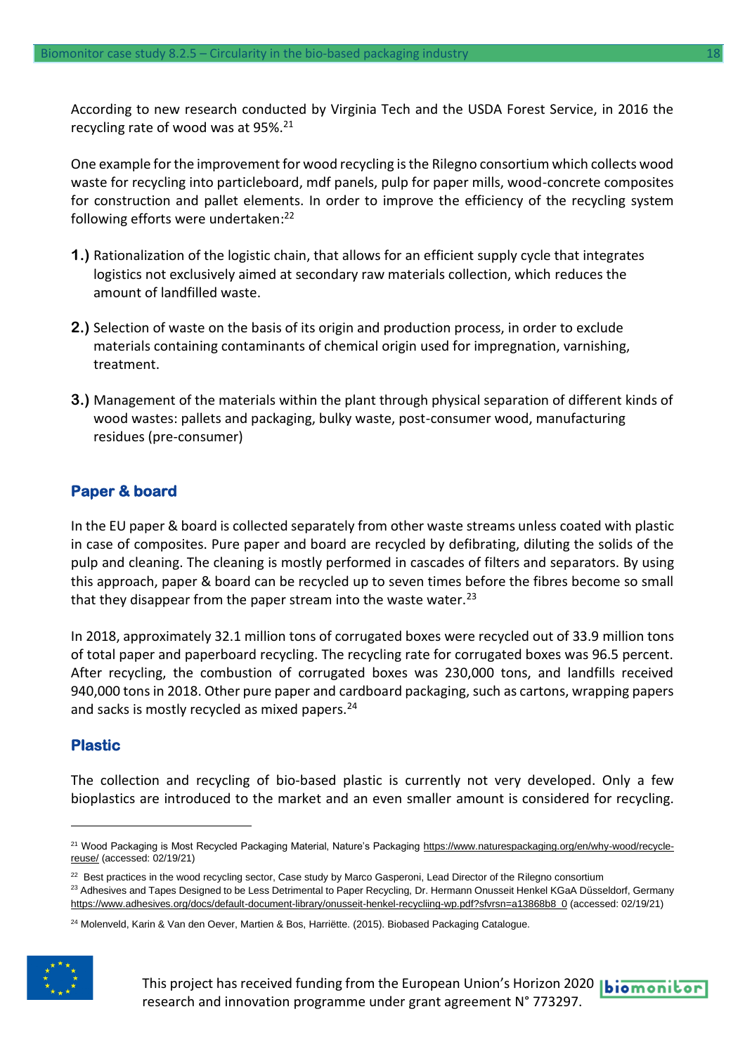According to new research conducted by Virginia Tech and the USDA Forest Service, in 2016 the recycling rate of wood was at 95%.[21]

One example for the improvement for wood recycling is the Rilegno consortium which collects wood waste for recycling into particleboard, mdf panels, pulp for paper mills, wood-concrete composites for construction and pallet elements. In order to improve the efficiency of the recycling system following efforts were undertaken:[22]

1.) Rationalization of the logistic chain, that allows for an efficient supply cycle that integrates logistics not exclusively aimed at secondary raw materials collection, which reduces the amount of landfilled waste.

2.) Selection of waste on the basis of its origin and production process, in order to exclude materials containing contaminants of chemical origin used for impregnation, varnishing, treatment.

3.) Management of the materials within the plant through physical separation of different kinds of wood wastes: pallets and packaging, bulky waste, post-consumer wood, manufacturing residues (pre-consumer)

## Paper & board

In the EU paper & board is collected separately from other waste streams unless coated with plastic in case of composites. Pure paper and board are recycled by defibrating, diluting the solids of the pulp and cleaning. The cleaning is mostly performed in cascades of filters and separators. By using this approach, paper & board can be recycled up to seven times before the fibres become so small that they disappear from the paper stream into the waste water.[23]

In 2018, approximately 32.1 million tons of corrugated boxes were recycled out of 33.9 million tons of total paper and paperboard recycling. The recycling rate for corrugated boxes was 96.5 percent. After recycling, the combustion of corrugated boxes was 230,000 tons, and landfills received 940,000 tons in 2018. Other pure paper and cardboard packaging, such as cartons, wrapping papers and sacks is mostly recycled as mixed papers.[24]

## Plastic

The collection and recycling of bio-based plastic is currently not very developed. Only a few bioplastics are introduced to the market and an even smaller amount is considered for recycling.

---

[21] Wood Packaging is Most Recycled Packaging Material, Nature's Packaging https://www.naturespackaging.org/en/why-wood/recycle-reuse/ (accessed: 02/19/21)

[22] Best practices in the wood recycling sector, Case study by Marco Gasperoni, Lead Director of the Rilegno consortium

[23] Adhesives and Tapes Designed to be Less Detrimental to Paper Recycling, Dr. Hermann Onusseit Henkel KGaA Düsseldorf, Germany https://www.adhesives.org/docs/default-document-library/onusseit-henkel-recycliing-wp.pdf?sfvrsn=a13868b8_0 (accessed: 02/19/21)

[24] Molenveld, Karin & Van den Oever, Martien & Bos, Harriëtte. (2015). Biobased Packaging Catalogue.

This project has received funding from the European Union's Horizon 2020 research and innovation programme under grant agreement N° 773297.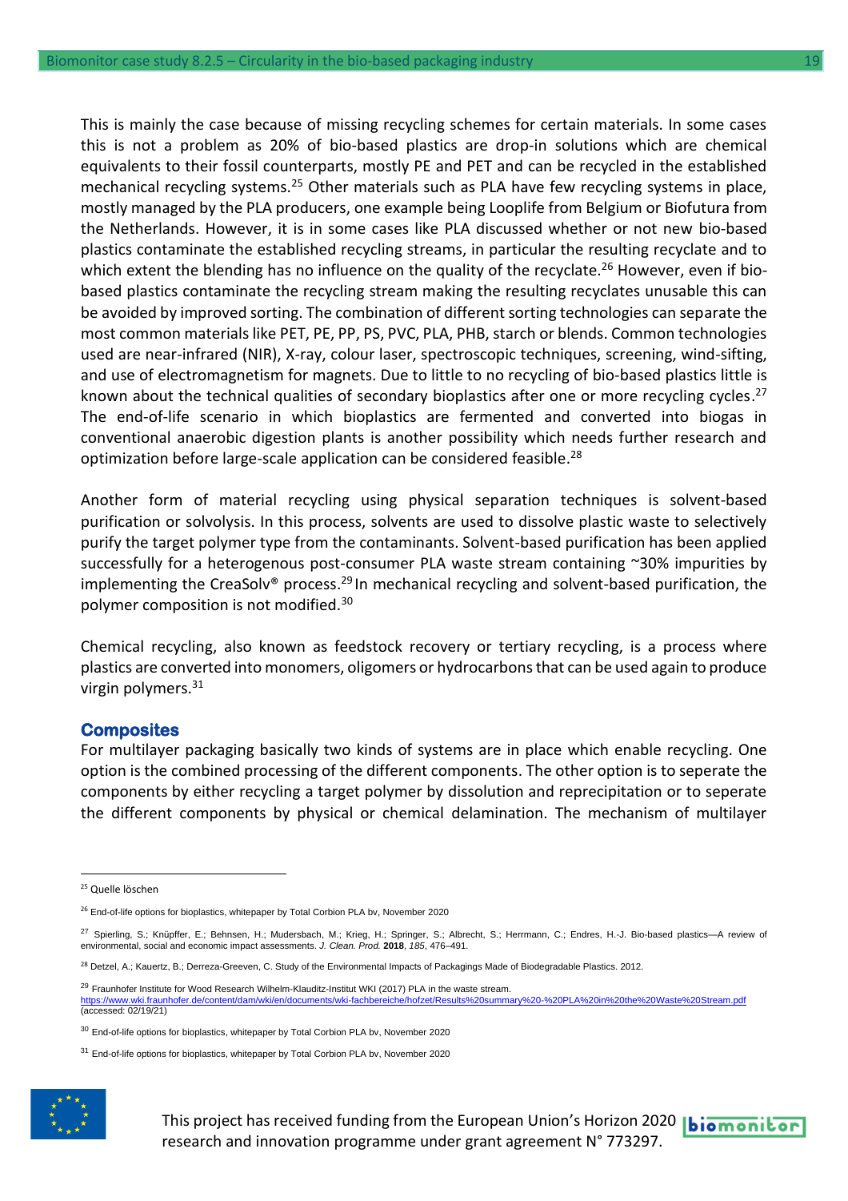This is mainly the case because of missing recycling schemes for certain materials. In some cases this is not a problem as 20% of bio-based plastics are drop-in solutions which are chemical equivalents to their fossil counterparts, mostly PE and PET and can be recycled in the established mechanical recycling systems.[25] Other materials such as PLA have few recycling systems in place, mostly managed by the PLA producers, one example being Looplife from Belgium or Biofutura from the Netherlands. However, it is in some cases like PLA discussed whether or not new bio-based plastics contaminate the established recycling streams, in particular the resulting recyclate and to which extent the blending has no influence on the quality of the recyclate.[26] However, even if bio-based plastics contaminate the recycling stream making the resulting recyclates unusable this can be avoided by improved sorting. The combination of different sorting technologies can separate the most common materials like PET, PE, PP, PS, PVC, PLA, PHB, starch or blends. Common technologies used are near-infrared (NIR), X-ray, colour laser, spectroscopic techniques, screening, wind-sifting, and use of electromagnetism for magnets. Due to little to no recycling of bio-based plastics little is known about the technical qualities of secondary bioplastics after one or more recycling cycles.[27] The end-of-life scenario in which bioplastics are fermented and converted into biogas in conventional anaerobic digestion plants is another possibility which needs further research and optimization before large-scale application can be considered feasible.[28]

Another form of material recycling using physical separation techniques is solvent-based purification or solvolysis. In this process, solvents are used to dissolve plastic waste to selectively purify the target polymer type from the contaminants. Solvent-based purification has been applied successfully for a heterogenous post-consumer PLA waste stream containing ~30% impurities by implementing the CreaSolv® process.[29] In mechanical recycling and solvent-based purification, the polymer composition is not modified.[30]

Chemical recycling, also known as feedstock recovery or tertiary recycling, is a process where plastics are converted into monomers, oligomers or hydrocarbons that can be used again to produce virgin polymers.[31]

### Composites

For multilayer packaging basically two kinds of systems are in place which enable recycling. One option is the combined processing of the different components. The other option is to seperate the components by either recycling a target polymer by dissolution and reprecipitation or to seperate the different components by physical or chemical delamination. The mechanism of multilayer

---

[25] Quelle löschen

[26] End-of-life options for bioplastics, whitepaper by Total Corbion PLA bv, November 2020

[27] Spierling, S.; Knüpffer, E.; Behnsen, H.; Mudersbach, M.; Krieg, H.; Springer, S.; Albrecht, S.; Herrmann, C.; Endres, H.-J. Bio-based plastics—A review of environmental, social and economic impact assessments. *J. Clean. Prod.* **2018**, *185*, 476–491.

[28] Detzel, A.; Kauertz, B.; Derreza-Greeven, C. Study of the Environmental Impacts of Packagings Made of Biodegradable Plastics. 2012.

[29] Fraunhofer Institute for Wood Research Wilhelm-Klauditz-Institut WKI (2017) PLA in the waste stream. https://www.wki.fraunhofer.de/content/dam/wki/en/documents/wki-fachbereiche/hofzet/Results%20summary%20-%20PLA%20in%20the%20Waste%20Stream.pdf (accessed: 02/19/21)

[30] End-of-life options for bioplastics, whitepaper by Total Corbion PLA bv, November 2020

[31] End-of-life options for bioplastics, whitepaper by Total Corbion PLA bv, November 2020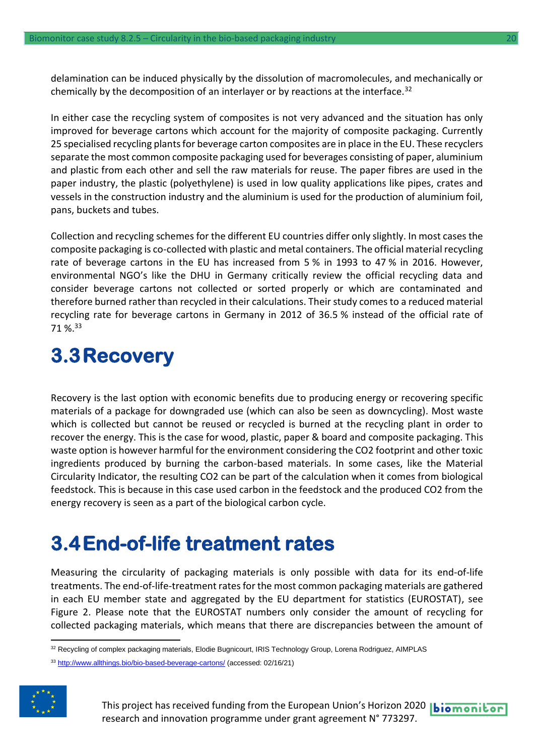delamination can be induced physically by the dissolution of macromolecules, and mechanically or chemically by the decomposition of an interlayer or by reactions at the interface.[32]

In either case the recycling system of composites is not very advanced and the situation has only improved for beverage cartons which account for the majority of composite packaging. Currently 25 specialised recycling plants for beverage carton composites are in place in the EU. These recyclers separate the most common composite packaging used for beverages consisting of paper, aluminium and plastic from each other and sell the raw materials for reuse. The paper fibres are used in the paper industry, the plastic (polyethylene) is used in low quality applications like pipes, crates and vessels in the construction industry and the aluminium is used for the production of aluminium foil, pans, buckets and tubes.

Collection and recycling schemes for the different EU countries differ only slightly. In most cases the composite packaging is co-collected with plastic and metal containers. The official material recycling rate of beverage cartons in the EU has increased from 5 % in 1993 to 47 % in 2016. However, environmental NGO's like the DHU in Germany critically review the official recycling data and consider beverage cartons not collected or sorted properly or which are contaminated and therefore burned rather than recycled in their calculations. Their study comes to a reduced material recycling rate for beverage cartons in Germany in 2012 of 36.5 % instead of the official rate of 71 %.[33]

## 3.3 Recovery

Recovery is the last option with economic benefits due to producing energy or recovering specific materials of a package for downgraded use (which can also be seen as downcycling). Most waste which is collected but cannot be reused or recycled is burned at the recycling plant in order to recover the energy. This is the case for wood, plastic, paper & board and composite packaging. This waste option is however harmful for the environment considering the CO2 footprint and other toxic ingredients produced by burning the carbon-based materials. In some cases, like the Material Circularity Indicator, the resulting CO2 can be part of the calculation when it comes from biological feedstock. This is because in this case used carbon in the feedstock and the produced CO2 from the energy recovery is seen as a part of the biological carbon cycle.

## 3.4 End-of-life treatment rates

Measuring the circularity of packaging materials is only possible with data for its end-of-life treatments. The end-of-life-treatment rates for the most common packaging materials are gathered in each EU member state and aggregated by the EU department for statistics (EUROSTAT), see Figure 2. Please note that the EUROSTAT numbers only consider the amount of recycling for collected packaging materials, which means that there are discrepancies between the amount of

[32] Recycling of complex packaging materials, Elodie Bugnicourt, IRIS Technology Group, Lorena Rodriguez, AIMPLAS

[33] http://www.allthings.bio/bio-based-beverage-cartons/ (accessed: 02/16/21)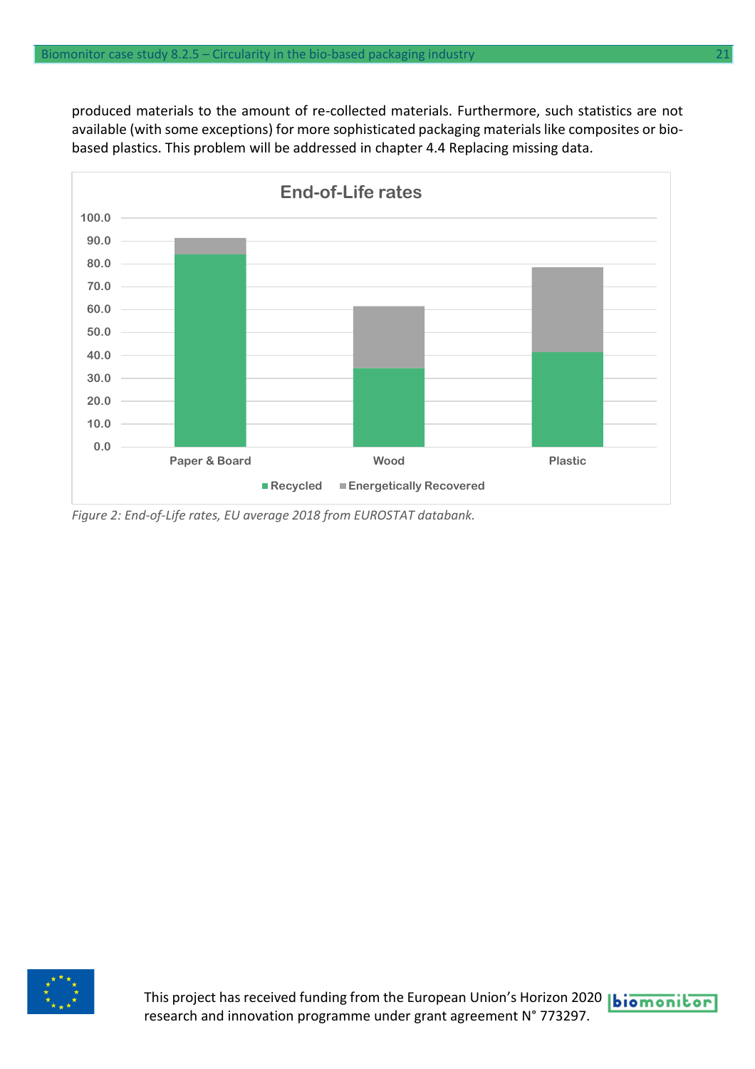produced materials to the amount of re-collected materials. Furthermore, such statistics are not available (with some exceptions) for more sophisticated packaging materials like composites or bio-based plastics. This problem will be addressed in chapter 4.4 Replacing missing data.

*Figure 2: End-of-Life rates, EU average 2018 from EUROSTAT databank.*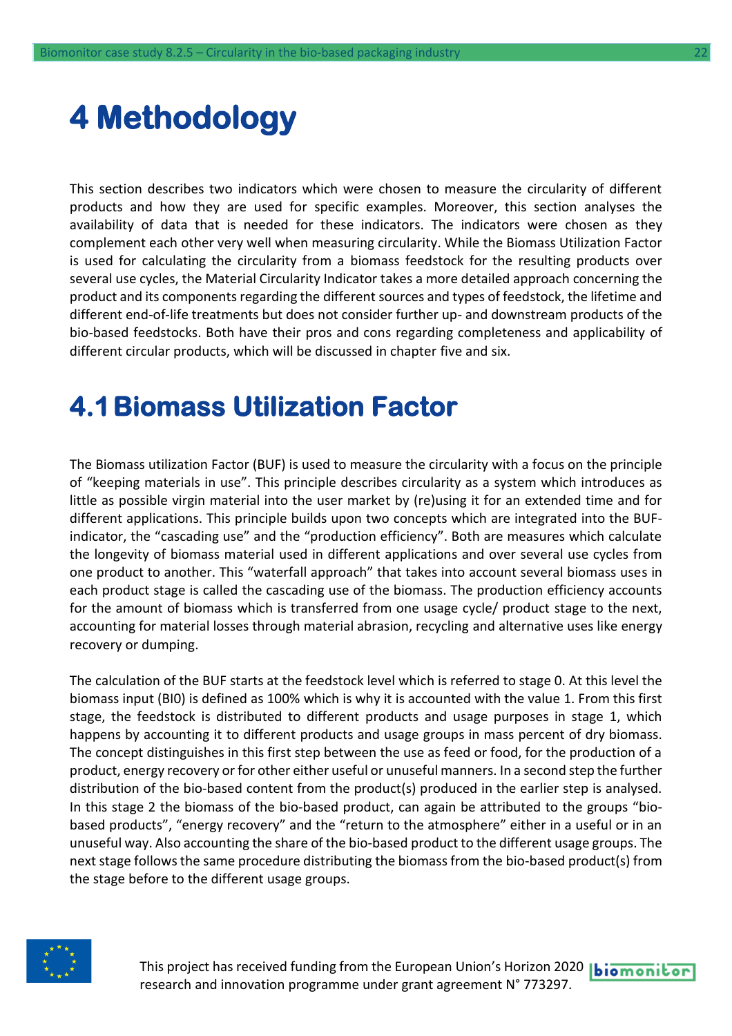# 4 Methodology

This section describes two indicators which were chosen to measure the circularity of different products and how they are used for specific examples. Moreover, this section analyses the availability of data that is needed for these indicators. The indicators were chosen as they complement each other very well when measuring circularity. While the Biomass Utilization Factor is used for calculating the circularity from a biomass feedstock for the resulting products over several use cycles, the Material Circularity Indicator takes a more detailed approach concerning the product and its components regarding the different sources and types of feedstock, the lifetime and different end-of-life treatments but does not consider further up- and downstream products of the bio-based feedstocks. Both have their pros and cons regarding completeness and applicability of different circular products, which will be discussed in chapter five and six.

## 4.1 Biomass Utilization Factor

The Biomass utilization Factor (BUF) is used to measure the circularity with a focus on the principle of "keeping materials in use". This principle describes circularity as a system which introduces as little as possible virgin material into the user market by (re)using it for an extended time and for different applications. This principle builds upon two concepts which are integrated into the BUF-indicator, the "cascading use" and the "production efficiency". Both are measures which calculate the longevity of biomass material used in different applications and over several use cycles from one product to another. This "waterfall approach" that takes into account several biomass uses in each product stage is called the cascading use of the biomass. The production efficiency accounts for the amount of biomass which is transferred from one usage cycle/ product stage to the next, accounting for material losses through material abrasion, recycling and alternative uses like energy recovery or dumping.

The calculation of the BUF starts at the feedstock level which is referred to stage 0. At this level the biomass input (BI0) is defined as 100% which is why it is accounted with the value 1. From this first stage, the feedstock is distributed to different products and usage purposes in stage 1, which happens by accounting it to different products and usage groups in mass percent of dry biomass. The concept distinguishes in this first step between the use as feed or food, for the production of a product, energy recovery or for other either useful or unuseful manners. In a second step the further distribution of the bio-based content from the product(s) produced in the earlier step is analysed. In this stage 2 the biomass of the bio-based product, can again be attributed to the groups "bio-based products", "energy recovery" and the "return to the atmosphere" either in a useful or in an unuseful way. Also accounting the share of the bio-based product to the different usage groups. The next stage follows the same procedure distributing the biomass from the bio-based product(s) from the stage before to the different usage groups.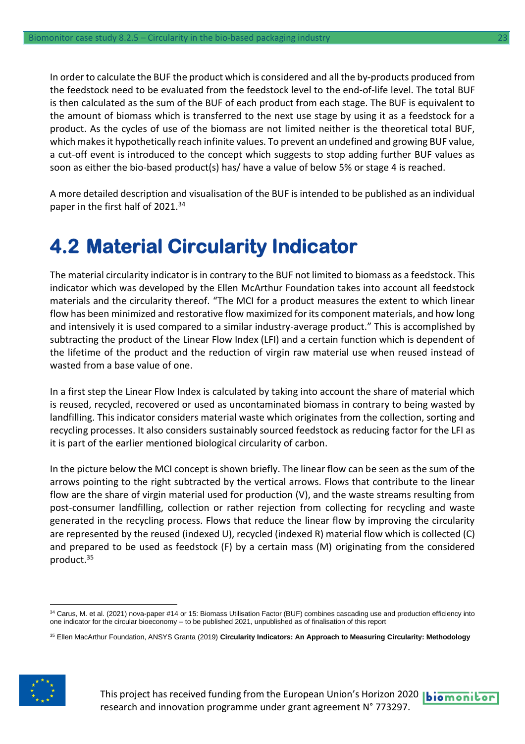In order to calculate the BUF the product which is considered and all the by-products produced from the feedstock need to be evaluated from the feedstock level to the end-of-life level. The total BUF is then calculated as the sum of the BUF of each product from each stage. The BUF is equivalent to the amount of biomass which is transferred to the next use stage by using it as a feedstock for a product. As the cycles of use of the biomass are not limited neither is the theoretical total BUF, which makes it hypothetically reach infinite values. To prevent an undefined and growing BUF value, a cut-off event is introduced to the concept which suggests to stop adding further BUF values as soon as either the bio-based product(s) has/ have a value of below 5% or stage 4 is reached.

A more detailed description and visualisation of the BUF is intended to be published as an individual paper in the first half of 2021.[34]

## 4.2 Material Circularity Indicator

The material circularity indicator is in contrary to the BUF not limited to biomass as a feedstock. This indicator which was developed by the Ellen McArthur Foundation takes into account all feedstock materials and the circularity thereof. "The MCI for a product measures the extent to which linear flow has been minimized and restorative flow maximized for its component materials, and how long and intensively it is used compared to a similar industry-average product." This is accomplished by subtracting the product of the Linear Flow Index (LFI) and a certain function which is dependent of the lifetime of the product and the reduction of virgin raw material use when reused instead of wasted from a base value of one.

In a first step the Linear Flow Index is calculated by taking into account the share of material which is reused, recycled, recovered or used as uncontaminated biomass in contrary to being wasted by landfilling. This indicator considers material waste which originates from the collection, sorting and recycling processes. It also considers sustainably sourced feedstock as reducing factor for the LFI as it is part of the earlier mentioned biological circularity of carbon.

In the picture below the MCI concept is shown briefly. The linear flow can be seen as the sum of the arrows pointing to the right subtracted by the vertical arrows. Flows that contribute to the linear flow are the share of virgin material used for production (V), and the waste streams resulting from post-consumer landfilling, collection or rather rejection from collecting for recycling and waste generated in the recycling process. Flows that reduce the linear flow by improving the circularity are represented by the reused (indexed U), recycled (indexed R) material flow which is collected (C) and prepared to be used as feedstock (F) by a certain mass (M) originating from the considered product.[35]

---

[34] Carus, M. et al. (2021) nova-paper #14 or 15: Biomass Utilisation Factor (BUF) combines cascading use and production efficiency into one indicator for the circular bioeconomy – to be published 2021, unpublished as of finalisation of this report

[35] Ellen MacArthur Foundation, ANSYS Granta (2019) **Circularity Indicators: An Approach to Measuring Circularity: Methodology**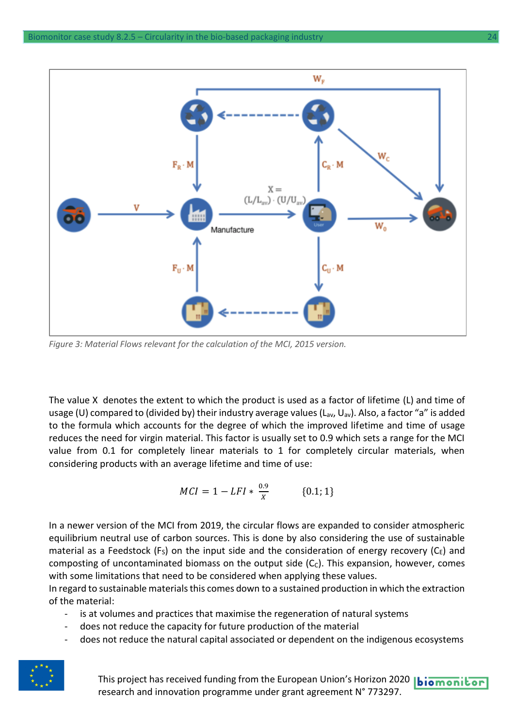Figure 3: Material Flows relevant for the calculation of the MCI, 2015 version.

The value X denotes the extent to which the product is used as a factor of lifetime (L) and time of usage (U) compared to (divided by) their industry average values ($L_{av}$, $U_{av}$). Also, a factor "a" is added to the formula which accounts for the degree of which the improved lifetime and time of usage reduces the need for virgin material. This factor is usually set to 0.9 which sets a range for the MCI value from 0.1 for completely linear materials to 1 for completely circular materials, when considering products with an average lifetime and time of use:

$$MCI = 1 - LFI * \frac{0.9}{X} \qquad \{0.1; 1\}$$

In a newer version of the MCI from 2019, the circular flows are expanded to consider atmospheric equilibrium neutral use of carbon sources. This is done by also considering the use of sustainable material as a Feedstock ($F_S$) on the input side and the consideration of energy recovery ($C_E$) and composting of uncontaminated biomass on the output side ($C_C$). This expansion, however, comes with some limitations that need to be considered when applying these values.

In regard to sustainable materials this comes down to a sustained production in which the extraction of the material:

- is at volumes and practices that maximise the regeneration of natural systems
- does not reduce the capacity for future production of the material
- does not reduce the natural capital associated or dependent on the indigenous ecosystems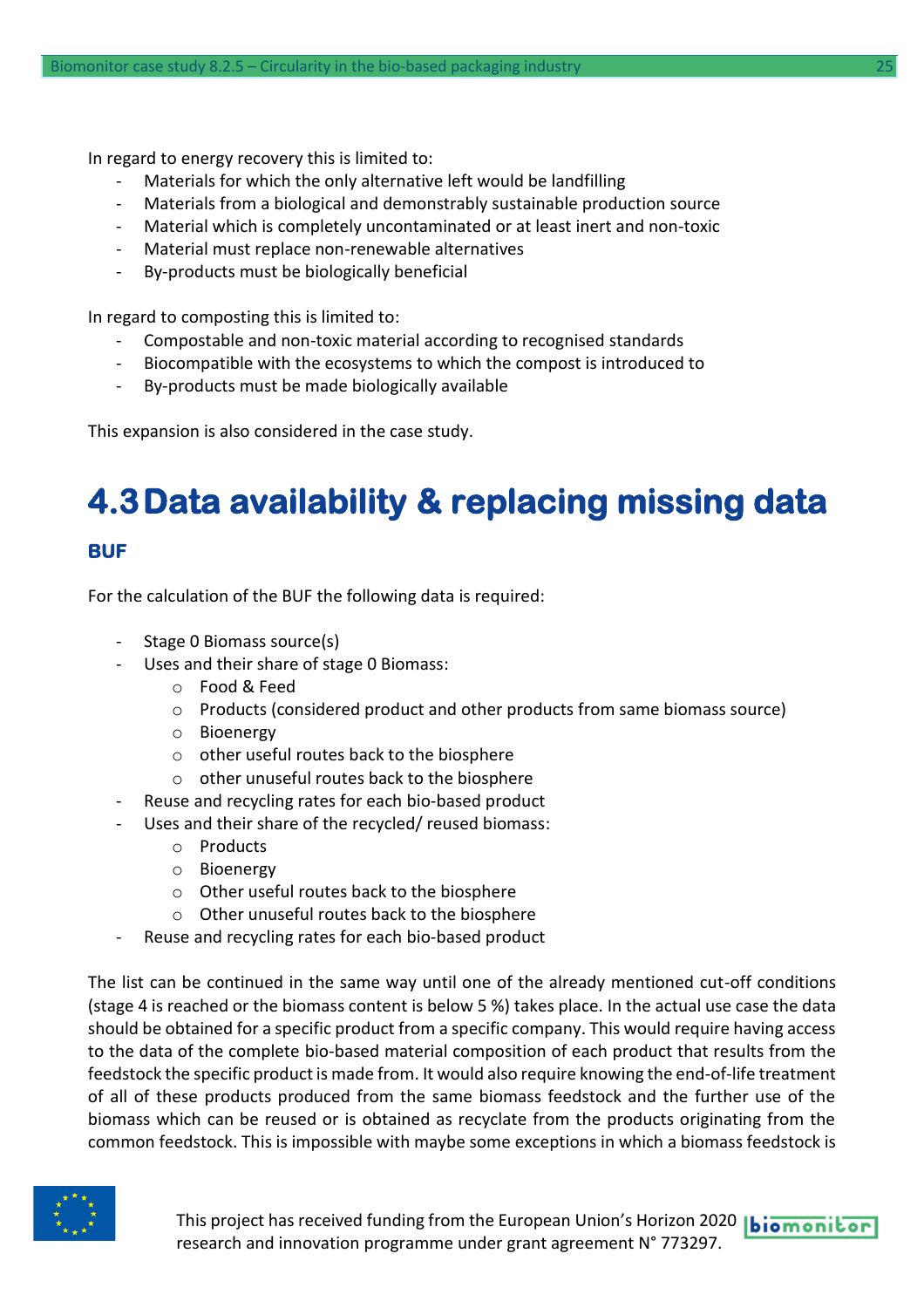In regard to energy recovery this is limited to:

- Materials for which the only alternative left would be landfilling
- Materials from a biological and demonstrably sustainable production source
- Material which is completely uncontaminated or at least inert and non-toxic
- Material must replace non-renewable alternatives
- By-products must be biologically beneficial

In regard to composting this is limited to:

- Compostable and non-toxic material according to recognised standards
- Biocompatible with the ecosystems to which the compost is introduced to
- By-products must be made biologically available

This expansion is also considered in the case study.

## 4.3 Data availability & replacing missing data

### BUF

For the calculation of the BUF the following data is required:

- Stage 0 Biomass source(s)
- Uses and their share of stage 0 Biomass:
    - Food & Feed
    - Products (considered product and other products from same biomass source)
    - Bioenergy
    - other useful routes back to the biosphere
    - other unuseful routes back to the biosphere
- Reuse and recycling rates for each bio-based product
- Uses and their share of the recycled/ reused biomass:
    - Products
    - Bioenergy
    - Other useful routes back to the biosphere
    - Other unuseful routes back to the biosphere
- Reuse and recycling rates for each bio-based product

The list can be continued in the same way until one of the already mentioned cut-off conditions (stage 4 is reached or the biomass content is below 5 %) takes place. In the actual use case the data should be obtained for a specific product from a specific company. This would require having access to the data of the complete bio-based material composition of each product that results from the feedstock the specific product is made from. It would also require knowing the end-of-life treatment of all of these products produced from the same biomass feedstock and the further use of the biomass which can be reused or is obtained as recyclate from the products originating from the common feedstock. This is impossible with maybe some exceptions in which a biomass feedstock is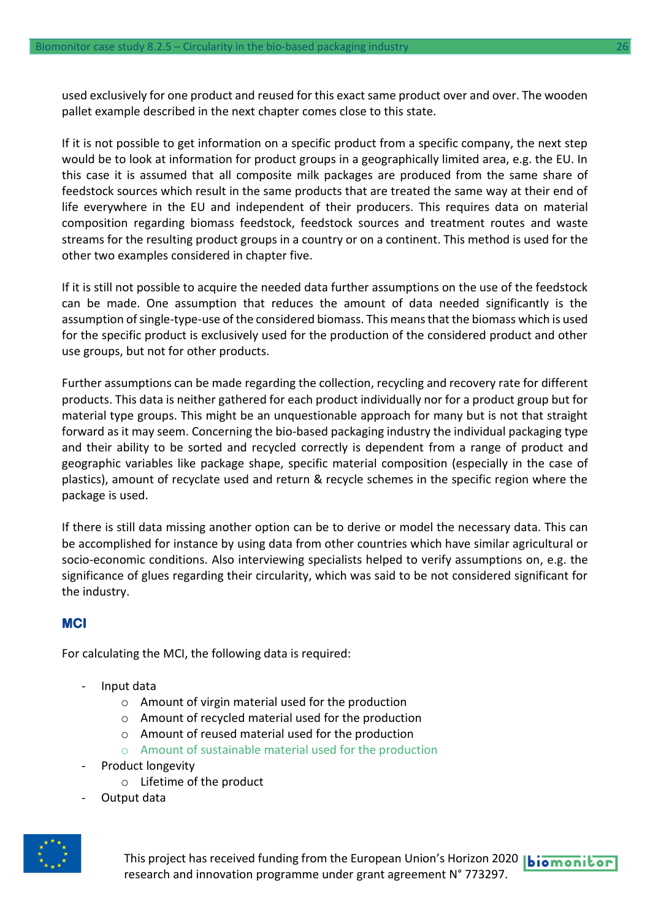used exclusively for one product and reused for this exact same product over and over. The wooden pallet example described in the next chapter comes close to this state.

If it is not possible to get information on a specific product from a specific company, the next step would be to look at information for product groups in a geographically limited area, e.g. the EU. In this case it is assumed that all composite milk packages are produced from the same share of feedstock sources which result in the same products that are treated the same way at their end of life everywhere in the EU and independent of their producers. This requires data on material composition regarding biomass feedstock, feedstock sources and treatment routes and waste streams for the resulting product groups in a country or on a continent. This method is used for the other two examples considered in chapter five.

If it is still not possible to acquire the needed data further assumptions on the use of the feedstock can be made. One assumption that reduces the amount of data needed significantly is the assumption of single-type-use of the considered biomass. This means that the biomass which is used for the specific product is exclusively used for the production of the considered product and other use groups, but not for other products.

Further assumptions can be made regarding the collection, recycling and recovery rate for different products. This data is neither gathered for each product individually nor for a product group but for material type groups. This might be an unquestionable approach for many but is not that straight forward as it may seem. Concerning the bio-based packaging industry the individual packaging type and their ability to be sorted and recycled correctly is dependent from a range of product and geographic variables like package shape, specific material composition (especially in the case of plastics), amount of recyclate used and return & recycle schemes in the specific region where the package is used.

If there is still data missing another option can be to derive or model the necessary data. This can be accomplished for instance by using data from other countries which have similar agricultural or socio-economic conditions. Also interviewing specialists helped to verify assumptions on, e.g. the significance of glues regarding their circularity, which was said to be not considered significant for the industry.

### MCI

For calculating the MCI, the following data is required:

- Input data
    - Amount of virgin material used for the production
    - Amount of recycled material used for the production
    - Amount of reused material used for the production
    - Amount of sustainable material used for the production
- Product longevity
    - Lifetime of the product
- Output data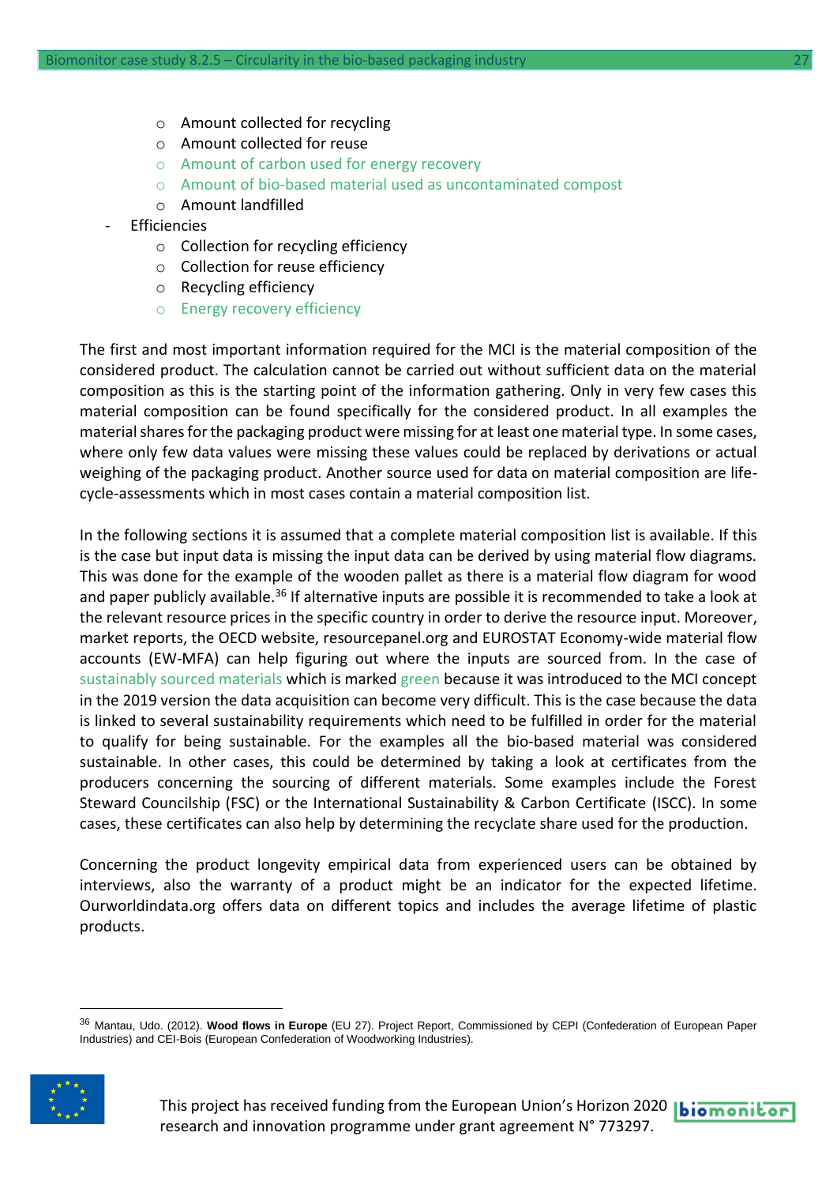- Amount collected for recycling
  - Amount collected for reuse
  - Amount of carbon used for energy recovery
  - Amount of bio-based material used as uncontaminated compost
  - Amount landfilled
- Efficiencies
  - Collection for recycling efficiency
  - Collection for reuse efficiency
  - Recycling efficiency
  - Energy recovery efficiency

The first and most important information required for the MCI is the material composition of the considered product. The calculation cannot be carried out without sufficient data on the material composition as this is the starting point of the information gathering. Only in very few cases this material composition can be found specifically for the considered product. In all examples the material shares for the packaging product were missing for at least one material type. In some cases, where only few data values were missing these values could be replaced by derivations or actual weighing of the packaging product. Another source used for data on material composition are life-cycle-assessments which in most cases contain a material composition list.

In the following sections it is assumed that a complete material composition list is available. If this is the case but input data is missing the input data can be derived by using material flow diagrams. This was done for the example of the wooden pallet as there is a material flow diagram for wood and paper publicly available.[36] If alternative inputs are possible it is recommended to take a look at the relevant resource prices in the specific country in order to derive the resource input. Moreover, market reports, the OECD website, resourcepanel.org and EUROSTAT Economy-wide material flow accounts (EW-MFA) can help figuring out where the inputs are sourced from. In the case of sustainably sourced materials which is marked green because it was introduced to the MCI concept in the 2019 version the data acquisition can become very difficult. This is the case because the data is linked to several sustainability requirements which need to be fulfilled in order for the material to qualify for being sustainable. For the examples all the bio-based material was considered sustainable. In other cases, this could be determined by taking a look at certificates from the producers concerning the sourcing of different materials. Some examples include the Forest Steward Councilship (FSC) or the International Sustainability & Carbon Certificate (ISCC). In some cases, these certificates can also help by determining the recyclate share used for the production.

Concerning the product longevity empirical data from experienced users can be obtained by interviews, also the warranty of a product might be an indicator for the expected lifetime. Ourworldindata.org offers data on different topics and includes the average lifetime of plastic products.

---

[36] Mantau, Udo. (2012). **Wood flows in Europe** (EU 27). Project Report, Commissioned by CEPI (Confederation of European Paper Industries) and CEI-Bois (European Confederation of Woodworking Industries).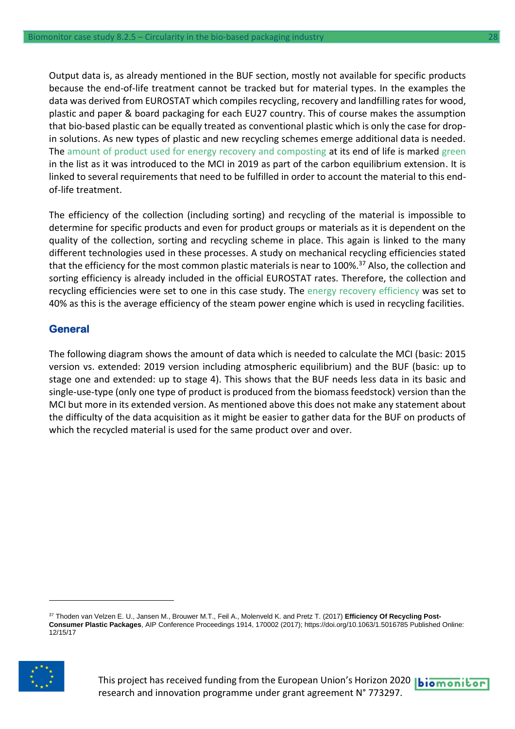Output data is, as already mentioned in the BUF section, mostly not available for specific products because the end-of-life treatment cannot be tracked but for material types. In the examples the data was derived from EUROSTAT which compiles recycling, recovery and landfilling rates for wood, plastic and paper & board packaging for each EU27 country. This of course makes the assumption that bio-based plastic can be equally treated as conventional plastic which is only the case for drop-in solutions. As new types of plastic and new recycling schemes emerge additional data is needed. The amount of product used for energy recovery and composting at its end of life is marked green in the list as it was introduced to the MCI in 2019 as part of the carbon equilibrium extension. It is linked to several requirements that need to be fulfilled in order to account the material to this end-of-life treatment.

The efficiency of the collection (including sorting) and recycling of the material is impossible to determine for specific products and even for product groups or materials as it is dependent on the quality of the collection, sorting and recycling scheme in place. This again is linked to the many different technologies used in these processes. A study on mechanical recycling efficiencies stated that the efficiency for the most common plastic materials is near to 100%.[37] Also, the collection and sorting efficiency is already included in the official EUROSTAT rates. Therefore, the collection and recycling efficiencies were set to one in this case study. The energy recovery efficiency was set to 40% as this is the average efficiency of the steam power engine which is used in recycling facilities.

## General

The following diagram shows the amount of data which is needed to calculate the MCI (basic: 2015 version vs. extended: 2019 version including atmospheric equilibrium) and the BUF (basic: up to stage one and extended: up to stage 4). This shows that the BUF needs less data in its basic and single-use-type (only one type of product is produced from the biomass feedstock) version than the MCI but more in its extended version. As mentioned above this does not make any statement about the difficulty of the data acquisition as it might be easier to gather data for the BUF on products of which the recycled material is used for the same product over and over.

[37] Thoden van Velzen E. U., Jansen M., Brouwer M.T., Feil A., Molenveld K. and Pretz T. (2017) **Efficiency Of Recycling Post-Consumer Plastic Packages**, AIP Conference Proceedings 1914, 170002 (2017); https://doi.org/10.1063/1.5016785 Published Online: 12/15/17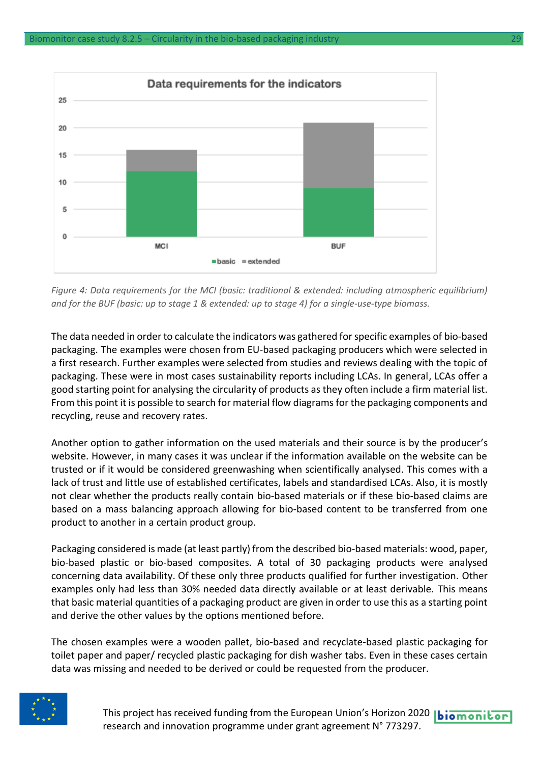Figure 4: Data requirements for the MCI (basic: traditional & extended: including atmospheric equilibrium) and for the BUF (basic: up to stage 1 & extended: up to stage 4) for a single-use-type biomass.

The data needed in order to calculate the indicators was gathered for specific examples of bio-based packaging. The examples were chosen from EU-based packaging producers which were selected in a first research. Further examples were selected from studies and reviews dealing with the topic of packaging. These were in most cases sustainability reports including LCAs. In general, LCAs offer a good starting point for analysing the circularity of products as they often include a firm material list. From this point it is possible to search for material flow diagrams for the packaging components and recycling, reuse and recovery rates.

Another option to gather information on the used materials and their source is by the producer's website. However, in many cases it was unclear if the information available on the website can be trusted or if it would be considered greenwashing when scientifically analysed. This comes with a lack of trust and little use of established certificates, labels and standardised LCAs. Also, it is mostly not clear whether the products really contain bio-based materials or if these bio-based claims are based on a mass balancing approach allowing for bio-based content to be transferred from one product to another in a certain product group.

Packaging considered is made (at least partly) from the described bio-based materials: wood, paper, bio-based plastic or bio-based composites. A total of 30 packaging products were analysed concerning data availability. Of these only three products qualified for further investigation. Other examples only had less than 30% needed data directly available or at least derivable. This means that basic material quantities of a packaging product are given in order to use this as a starting point and derive the other values by the options mentioned before.

The chosen examples were a wooden pallet, bio-based and recyclate-based plastic packaging for toilet paper and paper/ recycled plastic packaging for dish washer tabs. Even in these cases certain data was missing and needed to be derived or could be requested from the producer.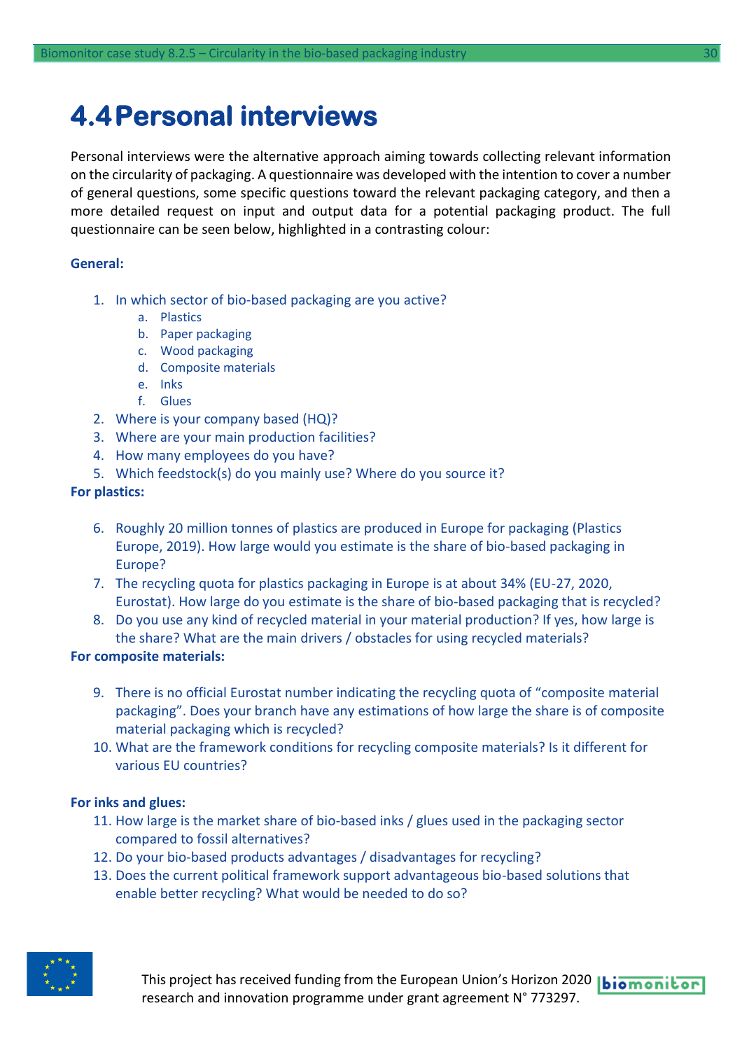## 4.4 Personal interviews

Personal interviews were the alternative approach aiming towards collecting relevant information on the circularity of packaging. A questionnaire was developed with the intention to cover a number of general questions, some specific questions toward the relevant packaging category, and then a more detailed request on input and output data for a potential packaging product. The full questionnaire can be seen below, highlighted in a contrasting colour:

**General:**

1. In which sector of bio-based packaging are you active?
    a. Plastics
    b. Paper packaging
    c. Wood packaging
    d. Composite materials
    e. Inks
    f. Glues
2. Where is your company based (HQ)?
3. Where are your main production facilities?
4. How many employees do you have?
5. Which feedstock(s) do you mainly use? Where do you source it?

**For plastics:**

6. Roughly 20 million tonnes of plastics are produced in Europe for packaging (Plastics Europe, 2019). How large would you estimate is the share of bio-based packaging in Europe?
7. The recycling quota for plastics packaging in Europe is at about 34% (EU-27, 2020, Eurostat). How large do you estimate is the share of bio-based packaging that is recycled?
8. Do you use any kind of recycled material in your material production? If yes, how large is the share? What are the main drivers / obstacles for using recycled materials?

**For composite materials:**

9. There is no official Eurostat number indicating the recycling quota of "composite material packaging". Does your branch have any estimations of how large the share is of composite material packaging which is recycled?
10. What are the framework conditions for recycling composite materials? Is it different for various EU countries?

**For inks and glues:**

11. How large is the market share of bio-based inks / glues used in the packaging sector compared to fossil alternatives?
12. Do your bio-based products advantages / disadvantages for recycling?
13. Does the current political framework support advantageous bio-based solutions that enable better recycling? What would be needed to do so?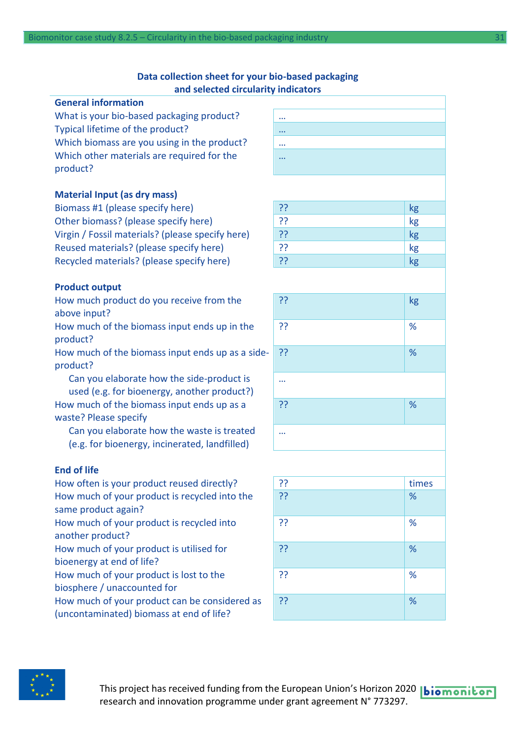## Data collection sheet for your bio-based packaging and selected circularity indicators

| **General information** | | |
|---|---|---|
| What is your bio-based packaging product? | … | |
| Typical lifetime of the product? | … | |
| Which biomass are you using in the product? | … | |
| Which other materials are required for the product? | … | |
| **Material Input (as dry mass)** | | |
| Biomass #1 (please specify here) | ?? | kg |
| Other biomass? (please specify here) | ?? | kg |
| Virgin / Fossil materials? (please specify here) | ?? | kg |
| Reused materials? (please specify here) | ?? | kg |
| Recycled materials? (please specify here) | ?? | kg |
| **Product output** | | |
| How much product do you receive from the above input? | ?? | kg |
| How much of the biomass input ends up in the product? | ?? | % |
| How much of the biomass input ends up as a side-product? | ?? | % |
| Can you elaborate how the side-product is used (e.g. for bioenergy, another product?) | … | |
| How much of the biomass input ends up as a waste? Please specify | ?? | % |
| Can you elaborate how the waste is treated (e.g. for bioenergy, incinerated, landfilled) | … | |
| **End of life** | | |
| How often is your product reused directly? | ?? | times |
| How much of your product is recycled into the same product again? | ?? | % |
| How much of your product is recycled into another product? | ?? | % |
| How much of your product is utilised for bioenergy at end of life? | ?? | % |
| How much of your product is lost to the biosphere / unaccounted for | ?? | % |
| How much of your product can be considered as (uncontaminated) biomass at end of life? | ?? | % |

This project has received funding from the European Union's Horizon 2020 research and innovation programme under grant agreement N° 773297.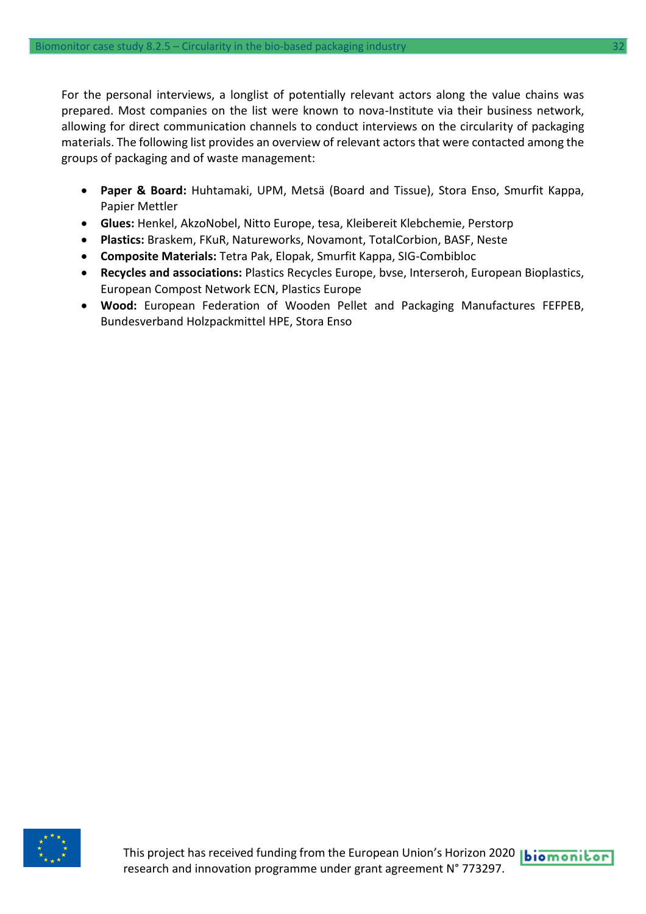For the personal interviews, a longlist of potentially relevant actors along the value chains was prepared. Most companies on the list were known to nova-Institute via their business network, allowing for direct communication channels to conduct interviews on the circularity of packaging materials. The following list provides an overview of relevant actors that were contacted among the groups of packaging and of waste management:

- **Paper & Board:** Huhtamaki, UPM, Metsä (Board and Tissue), Stora Enso, Smurfit Kappa, Papier Mettler
- **Glues:** Henkel, AkzoNobel, Nitto Europe, tesa, Kleibereit Klebchemie, Perstorp
- **Plastics:** Braskem, FKuR, Natureworks, Novamont, TotalCorbion, BASF, Neste
- **Composite Materials:** Tetra Pak, Elopak, Smurfit Kappa, SIG-Combibloc
- **Recycles and associations:** Plastics Recycles Europe, bvse, Interseroh, European Bioplastics, European Compost Network ECN, Plastics Europe
- **Wood:** European Federation of Wooden Pellet and Packaging Manufactures FEFPEB, Bundesverband Holzpackmittel HPE, Stora Enso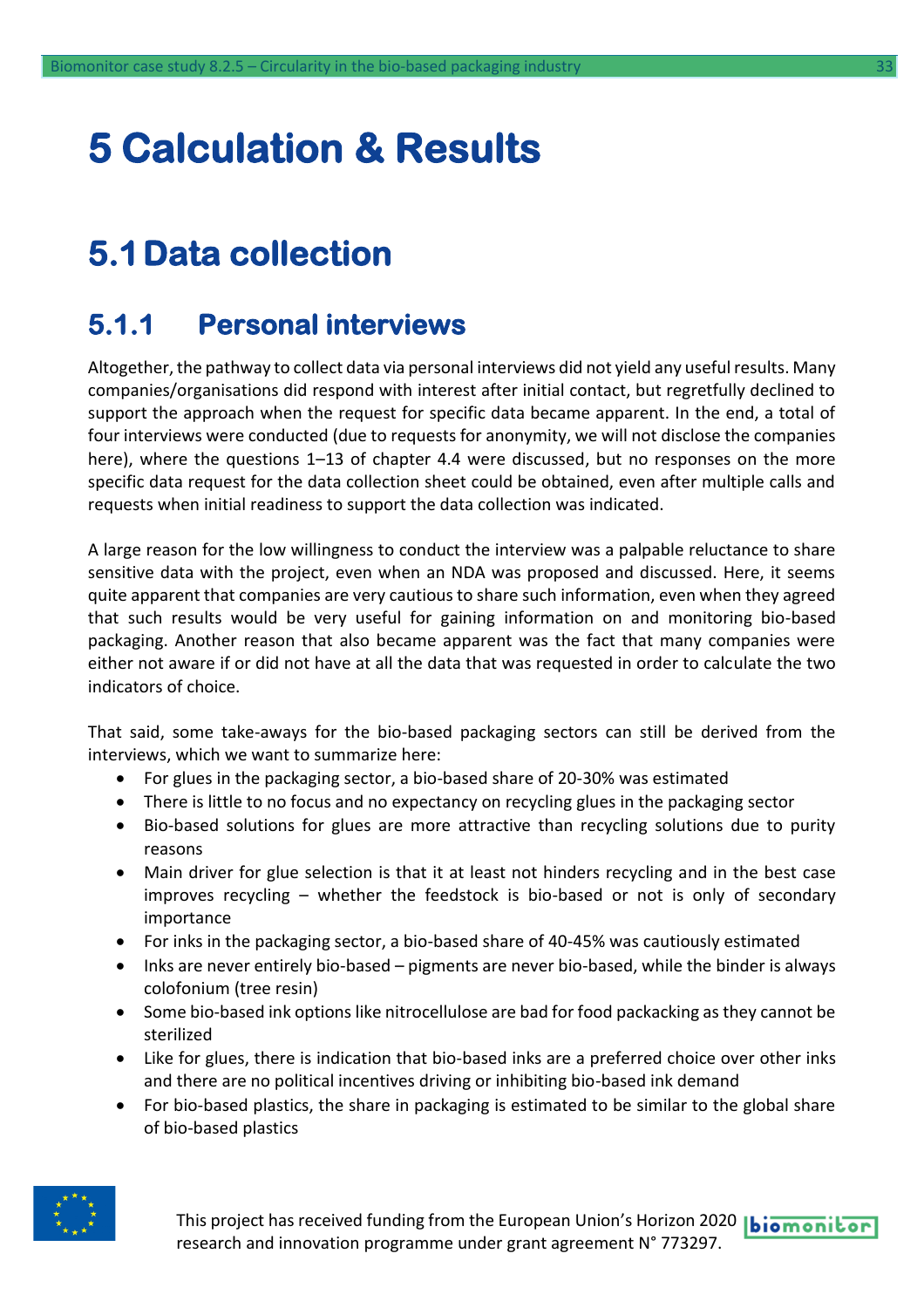# 5 Calculation & Results

## 5.1 Data collection

### 5.1.1 Personal interviews

Altogether, the pathway to collect data via personal interviews did not yield any useful results. Many companies/organisations did respond with interest after initial contact, but regretfully declined to support the approach when the request for specific data became apparent. In the end, a total of four interviews were conducted (due to requests for anonymity, we will not disclose the companies here), where the questions 1–13 of chapter 4.4 were discussed, but no responses on the more specific data request for the data collection sheet could be obtained, even after multiple calls and requests when initial readiness to support the data collection was indicated.

A large reason for the low willingness to conduct the interview was a palpable reluctance to share sensitive data with the project, even when an NDA was proposed and discussed. Here, it seems quite apparent that companies are very cautious to share such information, even when they agreed that such results would be very useful for gaining information on and monitoring bio-based packaging. Another reason that also became apparent was the fact that many companies were either not aware if or did not have at all the data that was requested in order to calculate the two indicators of choice.

That said, some take-aways for the bio-based packaging sectors can still be derived from the interviews, which we want to summarize here:

- For glues in the packaging sector, a bio-based share of 20-30% was estimated
- There is little to no focus and no expectancy on recycling glues in the packaging sector
- Bio-based solutions for glues are more attractive than recycling solutions due to purity reasons
- Main driver for glue selection is that it at least not hinders recycling and in the best case improves recycling – whether the feedstock is bio-based or not is only of secondary importance
- For inks in the packaging sector, a bio-based share of 40-45% was cautiously estimated
- Inks are never entirely bio-based – pigments are never bio-based, while the binder is always colofonium (tree resin)
- Some bio-based ink options like nitrocellulose are bad for food packacking as they cannot be sterilized
- Like for glues, there is indication that bio-based inks are a preferred choice over other inks and there are no political incentives driving or inhibiting bio-based ink demand
- For bio-based plastics, the share in packaging is estimated to be similar to the global share of bio-based plastics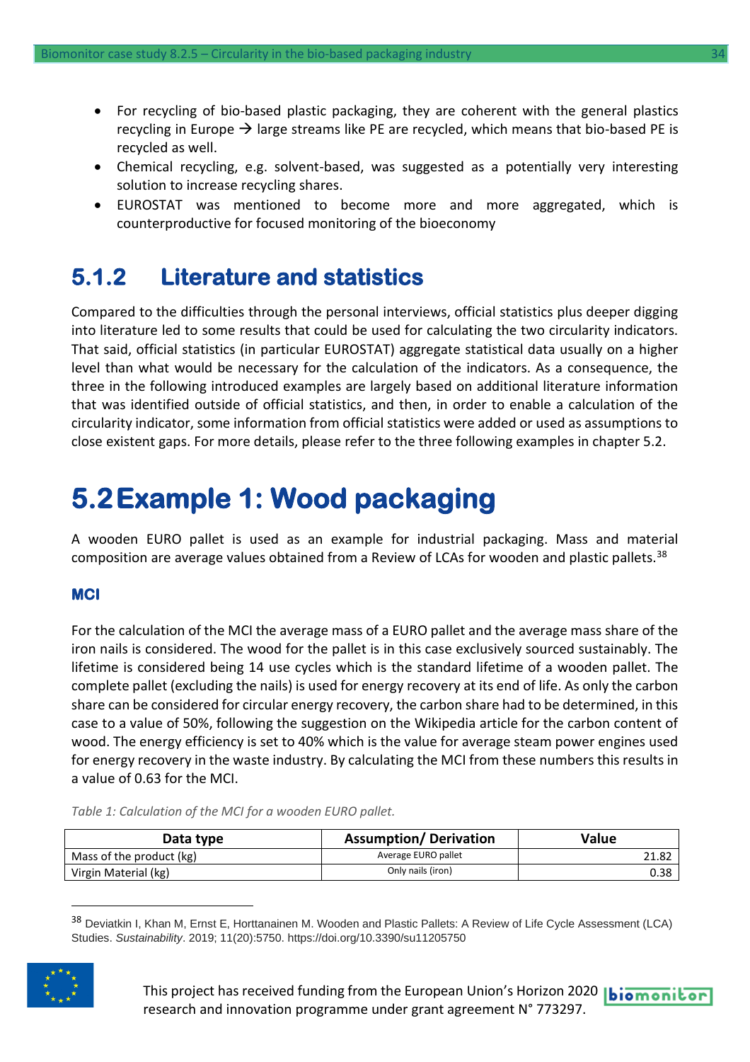- For recycling of bio-based plastic packaging, they are coherent with the general plastics recycling in Europe → large streams like PE are recycled, which means that bio-based PE is recycled as well.
- Chemical recycling, e.g. solvent-based, was suggested as a potentially very interesting solution to increase recycling shares.
- EUROSTAT was mentioned to become more and more aggregated, which is counterproductive for focused monitoring of the bioeconomy

### 5.1.2 Literature and statistics

Compared to the difficulties through the personal interviews, official statistics plus deeper digging into literature led to some results that could be used for calculating the two circularity indicators. That said, official statistics (in particular EUROSTAT) aggregate statistical data usually on a higher level than what would be necessary for the calculation of the indicators. As a consequence, the three in the following introduced examples are largely based on additional literature information that was identified outside of official statistics, and then, in order to enable a calculation of the circularity indicator, some information from official statistics were added or used as assumptions to close existent gaps. For more details, please refer to the three following examples in chapter 5.2.

## 5.2 Example 1: Wood packaging

A wooden EURO pallet is used as an example for industrial packaging. Mass and material composition are average values obtained from a Review of LCAs for wooden and plastic pallets.[38]

#### MCI

For the calculation of the MCI the average mass of a EURO pallet and the average mass share of the iron nails is considered. The wood for the pallet is in this case exclusively sourced sustainably. The lifetime is considered being 14 use cycles which is the standard lifetime of a wooden pallet. The complete pallet (excluding the nails) is used for energy recovery at its end of life. As only the carbon share can be considered for circular energy recovery, the carbon share had to be determined, in this case to a value of 50%, following the suggestion on the Wikipedia article for the carbon content of wood. The energy efficiency is set to 40% which is the value for average steam power engines used for energy recovery in the waste industry. By calculating the MCI from these numbers this results in a value of 0.63 for the MCI.

*Table 1: Calculation of the MCI for a wooden EURO pallet.*

| Data type | Assumption/ Derivation | Value |
|---|---|---|
| Mass of the product (kg) | Average EURO pallet | 21.82 |
| Virgin Material (kg) | Only nails (iron) | 0.38 |

[38] Deviatkin I, Khan M, Ernst E, Horttanainen M. Wooden and Plastic Pallets: A Review of Life Cycle Assessment (LCA) Studies. *Sustainability*. 2019; 11(20):5750. https://doi.org/10.3390/su11205750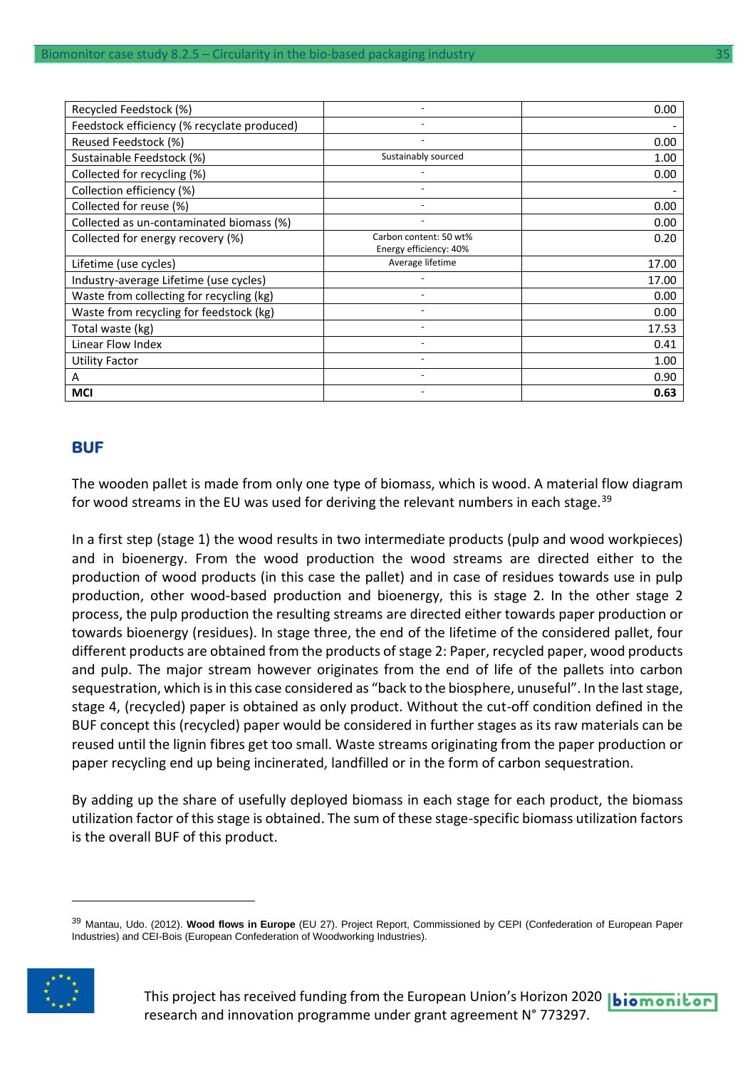| | | |
|---|---|---|
| Recycled Feedstock (%) | - | 0.00 |
| Feedstock efficiency (% recyclate produced) | - | - |
| Reused Feedstock (%) | - | 0.00 |
| Sustainable Feedstock (%) | Sustainably sourced | 1.00 |
| Collected for recycling (%) | - | 0.00 |
| Collection efficiency (%) | - | - |
| Collected for reuse (%) | - | 0.00 |
| Collected as un-contaminated biomass (%) | - | 0.00 |
| Collected for energy recovery (%) | Carbon content: 50 wt%<br>Energy efficiency: 40% | 0.20 |
| Lifetime (use cycles) | Average lifetime | 17.00 |
| Industry-average Lifetime (use cycles) | - | 17.00 |
| Waste from collecting for recycling (kg) | - | 0.00 |
| Waste from recycling for feedstock (kg) | - | 0.00 |
| Total waste (kg) | - | 17.53 |
| Linear Flow Index | - | 0.41 |
| Utility Factor | - | 1.00 |
| A | - | 0.90 |
| **MCI** | - | **0.63** |

## BUF

The wooden pallet is made from only one type of biomass, which is wood. A material flow diagram for wood streams in the EU was used for deriving the relevant numbers in each stage.[39]

In a first step (stage 1) the wood results in two intermediate products (pulp and wood workpieces) and in bioenergy. From the wood production the wood streams are directed either to the production of wood products (in this case the pallet) and in case of residues towards use in pulp production, other wood-based production and bioenergy, this is stage 2. In the other stage 2 process, the pulp production the resulting streams are directed either towards paper production or towards bioenergy (residues). In stage three, the end of the lifetime of the considered pallet, four different products are obtained from the products of stage 2: Paper, recycled paper, wood products and pulp. The major stream however originates from the end of life of the pallets into carbon sequestration, which is in this case considered as "back to the biosphere, unuseful". In the last stage, stage 4, (recycled) paper is obtained as only product. Without the cut-off condition defined in the BUF concept this (recycled) paper would be considered in further stages as its raw materials can be reused until the lignin fibres get too small. Waste streams originating from the paper production or paper recycling end up being incinerated, landfilled or in the form of carbon sequestration.

By adding up the share of usefully deployed biomass in each stage for each product, the biomass utilization factor of this stage is obtained. The sum of these stage-specific biomass utilization factors is the overall BUF of this product.

[39] Mantau, Udo. (2012). **Wood flows in Europe** (EU 27). Project Report, Commissioned by CEPI (Confederation of European Paper Industries) and CEI-Bois (European Confederation of Woodworking Industries).

This project has received funding from the European Union's Horizon 2020 research and innovation programme under grant agreement N° 773297.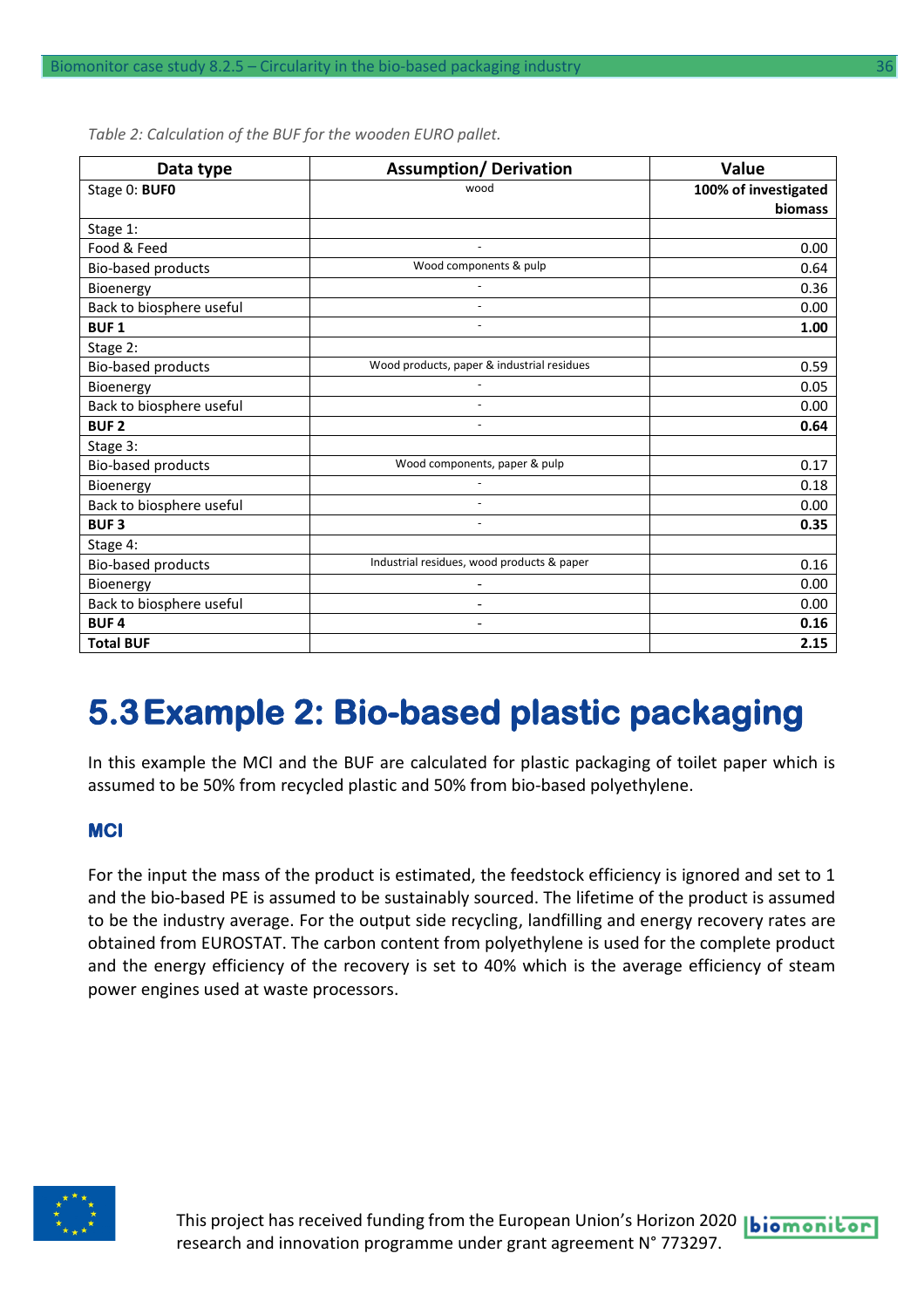*Table 2: Calculation of the BUF for the wooden EURO pallet.*

| Data type | Assumption/ Derivation | Value |
|---|---|---|
| Stage 0: **BUF0** | wood | **100% of investigated biomass** |
| Stage 1: | | |
| Food & Feed | - | 0.00 |
| Bio-based products | Wood components & pulp | 0.64 |
| Bioenergy | - | 0.36 |
| Back to biosphere useful | - | 0.00 |
| **BUF 1** | - | **1.00** |
| Stage 2: | | |
| Bio-based products | Wood products, paper & industrial residues | 0.59 |
| Bioenergy | - | 0.05 |
| Back to biosphere useful | - | 0.00 |
| **BUF 2** | - | **0.64** |
| Stage 3: | | |
| Bio-based products | Wood components, paper & pulp | 0.17 |
| Bioenergy | - | 0.18 |
| Back to biosphere useful | - | 0.00 |
| **BUF 3** | - | **0.35** |
| Stage 4: | | |
| Bio-based products | Industrial residues, wood products & paper | 0.16 |
| Bioenergy | - | 0.00 |
| Back to biosphere useful | - | 0.00 |
| **BUF 4** | - | **0.16** |
| **Total BUF** | | **2.15** |

## 5.3 Example 2: Bio-based plastic packaging

In this example the MCI and the BUF are calculated for plastic packaging of toilet paper which is assumed to be 50% from recycled plastic and 50% from bio-based polyethylene.

### MCI

For the input the mass of the product is estimated, the feedstock efficiency is ignored and set to 1 and the bio-based PE is assumed to be sustainably sourced. The lifetime of the product is assumed to be the industry average. For the output side recycling, landfilling and energy recovery rates are obtained from EUROSTAT. The carbon content from polyethylene is used for the complete product and the energy efficiency of the recovery is set to 40% which is the average efficiency of steam power engines used at waste processors.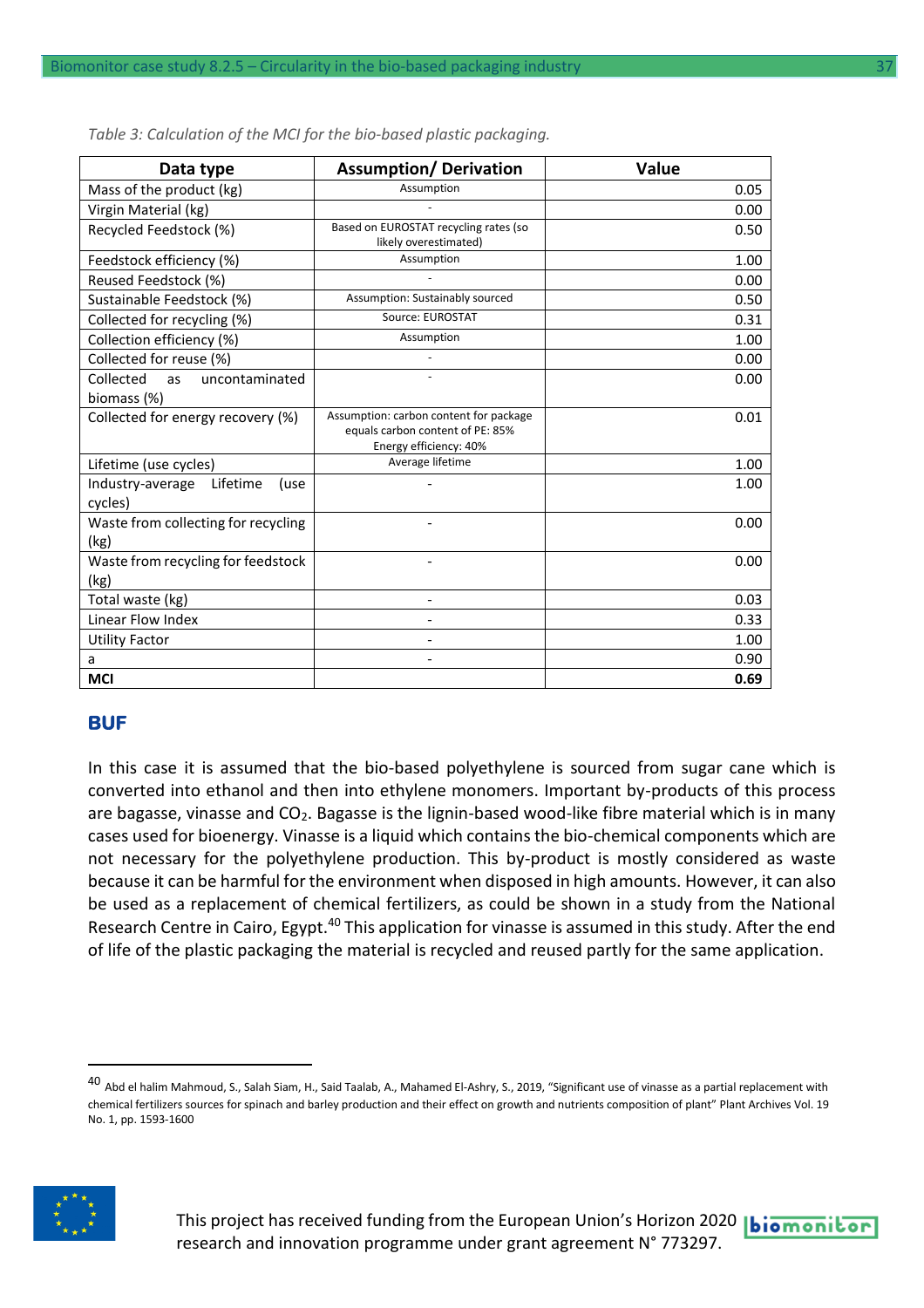*Table 3: Calculation of the MCI for the bio-based plastic packaging.*

| Data type | Assumption/ Derivation | Value |
|---|---|---|
| Mass of the product (kg) | Assumption | 0.05 |
| Virgin Material (kg) | - | 0.00 |
| Recycled Feedstock (%) | Based on EUROSTAT recycling rates (so likely overestimated) | 0.50 |
| Feedstock efficiency (%) | Assumption | 1.00 |
| Reused Feedstock (%) | - | 0.00 |
| Sustainable Feedstock (%) | Assumption: Sustainably sourced | 0.50 |
| Collected for recycling (%) | Source: EUROSTAT | 0.31 |
| Collection efficiency (%) | Assumption | 1.00 |
| Collected for reuse (%) | - | 0.00 |
| Collected as uncontaminated biomass (%) | - | 0.00 |
| Collected for energy recovery (%) | Assumption: carbon content for package equals carbon content of PE: 85% Energy efficiency: 40% | 0.01 |
| Lifetime (use cycles) | Average lifetime | 1.00 |
| Industry-average Lifetime (use cycles) | - | 1.00 |
| Waste from collecting for recycling (kg) | - | 0.00 |
| Waste from recycling for feedstock (kg) | - | 0.00 |
| Total waste (kg) | - | 0.03 |
| Linear Flow Index | - | 0.33 |
| Utility Factor | - | 1.00 |
| a | - | 0.90 |
| **MCI** | | **0.69** |

## BUF

In this case it is assumed that the bio-based polyethylene is sourced from sugar cane which is converted into ethanol and then into ethylene monomers. Important by-products of this process are bagasse, vinasse and $CO_2$. Bagasse is the lignin-based wood-like fibre material which is in many cases used for bioenergy. Vinasse is a liquid which contains the bio-chemical components which are not necessary for the polyethylene production. This by-product is mostly considered as waste because it can be harmful for the environment when disposed in high amounts. However, it can also be used as a replacement of chemical fertilizers, as could be shown in a study from the National Research Centre in Cairo, Egypt.[40] This application for vinasse is assumed in this study. After the end of life of the plastic packaging the material is recycled and reused partly for the same application.

[40] Abd el halim Mahmoud, S., Salah Siam, H., Said Taalab, A., Mahamed El-Ashry, S., 2019, "Significant use of vinasse as a partial replacement with chemical fertilizers sources for spinach and barley production and their effect on growth and nutrients composition of plant" Plant Archives Vol. 19 No. 1, pp. 1593-1600

This project has received funding from the European Union's Horizon 2020 research and innovation programme under grant agreement N° 773297.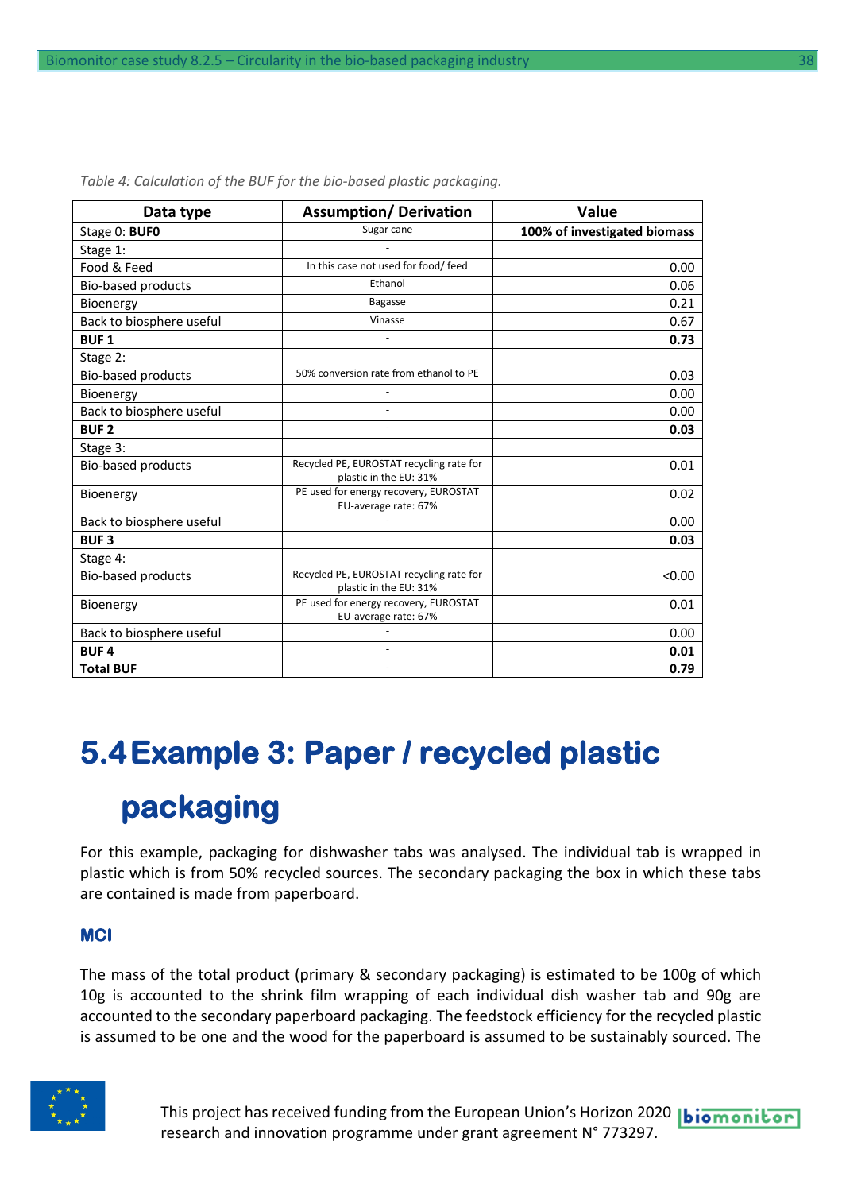*Table 4: Calculation of the BUF for the bio-based plastic packaging.*

| Data type | Assumption/ Derivation | Value |
|---|---|---|
| Stage 0: **BUF0** | Sugar cane | **100% of investigated biomass** |
| Stage 1: | - | |
| Food & Feed | In this case not used for food/ feed | 0.00 |
| Bio-based products | Ethanol | 0.06 |
| Bioenergy | Bagasse | 0.21 |
| Back to biosphere useful | Vinasse | 0.67 |
| **BUF 1** | - | **0.73** |
| Stage 2: | | |
| Bio-based products | 50% conversion rate from ethanol to PE | 0.03 |
| Bioenergy | - | 0.00 |
| Back to biosphere useful | - | 0.00 |
| **BUF 2** | - | **0.03** |
| Stage 3: | | |
| Bio-based products | Recycled PE, EUROSTAT recycling rate for plastic in the EU: 31% | 0.01 |
| Bioenergy | PE used for energy recovery, EUROSTAT EU-average rate: 67% | 0.02 |
| Back to biosphere useful | - | 0.00 |
| **BUF 3** | | **0.03** |
| Stage 4: | | |
| Bio-based products | Recycled PE, EUROSTAT recycling rate for plastic in the EU: 31% | <0.00 |
| Bioenergy | PE used for energy recovery, EUROSTAT EU-average rate: 67% | 0.01 |
| Back to biosphere useful | - | 0.00 |
| **BUF 4** | - | **0.01** |
| **Total BUF** | - | **0.79** |

# 5.4 Example 3: Paper / recycled plastic packaging

For this example, packaging for dishwasher tabs was analysed. The individual tab is wrapped in plastic which is from 50% recycled sources. The secondary packaging the box in which these tabs are contained is made from paperboard.

### MCI

The mass of the total product (primary & secondary packaging) is estimated to be 100g of which 10g is accounted to the shrink film wrapping of each individual dish washer tab and 90g are accounted to the secondary paperboard packaging. The feedstock efficiency for the recycled plastic is assumed to be one and the wood for the paperboard is assumed to be sustainably sourced. The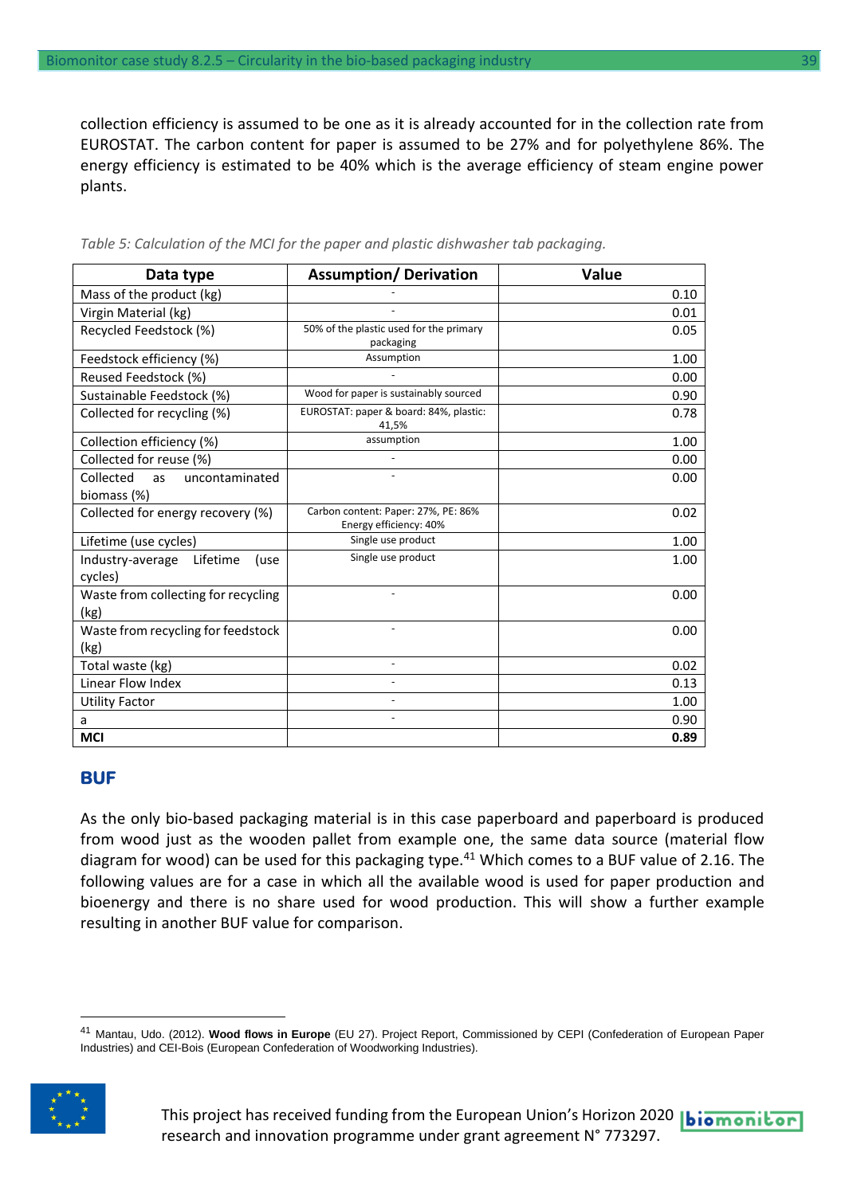collection efficiency is assumed to be one as it is already accounted for in the collection rate from EUROSTAT. The carbon content for paper is assumed to be 27% and for polyethylene 86%. The energy efficiency is estimated to be 40% which is the average efficiency of steam engine power plants.

*Table 5: Calculation of the MCI for the paper and plastic dishwasher tab packaging.*

| Data type | Assumption/ Derivation | Value |
|---|---|---|
| Mass of the product (kg) | - | 0.10 |
| Virgin Material (kg) | - | 0.01 |
| Recycled Feedstock (%) | 50% of the plastic used for the primary packaging | 0.05 |
| Feedstock efficiency (%) | Assumption | 1.00 |
| Reused Feedstock (%) | - | 0.00 |
| Sustainable Feedstock (%) | Wood for paper is sustainably sourced | 0.90 |
| Collected for recycling (%) | EUROSTAT: paper & board: 84%, plastic: 41,5% | 0.78 |
| Collection efficiency (%) | assumption | 1.00 |
| Collected for reuse (%) | - | 0.00 |
| Collected as uncontaminated biomass (%) | - | 0.00 |
| Collected for energy recovery (%) | Carbon content: Paper: 27%, PE: 86% Energy efficiency: 40% | 0.02 |
| Lifetime (use cycles) | Single use product | 1.00 |
| Industry-average Lifetime (use cycles) | Single use product | 1.00 |
| Waste from collecting for recycling (kg) | - | 0.00 |
| Waste from recycling for feedstock (kg) | - | 0.00 |
| Total waste (kg) | - | 0.02 |
| Linear Flow Index | - | 0.13 |
| Utility Factor | - | 1.00 |
| a | - | 0.90 |
| **MCI** | | **0.89** |

## BUF

As the only bio-based packaging material is in this case paperboard and paperboard is produced from wood just as the wooden pallet from example one, the same data source (material flow diagram for wood) can be used for this packaging type.[41] Which comes to a BUF value of 2.16. The following values are for a case in which all the available wood is used for paper production and bioenergy and there is no share used for wood production. This will show a further example resulting in another BUF value for comparison.

[41] Mantau, Udo. (2012). **Wood flows in Europe** (EU 27). Project Report, Commissioned by CEPI (Confederation of European Paper Industries) and CEI-Bois (European Confederation of Woodworking Industries).

This project has received funding from the European Union's Horizon 2020 research and innovation programme under grant agreement N° 773297.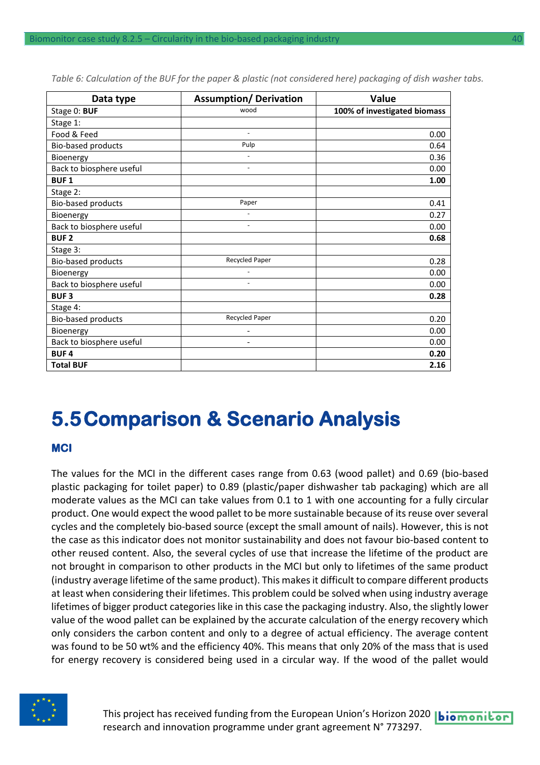*Table 6: Calculation of the BUF for the paper & plastic (not considered here) packaging of dish washer tabs.*

| Data type | Assumption/ Derivation | Value |
|---|---|---|
| Stage 0: **BUF** | wood | **100% of investigated biomass** |
| Stage 1: | | |
| Food & Feed | - | 0.00 |
| Bio-based products | Pulp | 0.64 |
| Bioenergy | - | 0.36 |
| Back to biosphere useful | - | 0.00 |
| **BUF 1** | | **1.00** |
| Stage 2: | | |
| Bio-based products | Paper | 0.41 |
| Bioenergy | - | 0.27 |
| Back to biosphere useful | - | 0.00 |
| **BUF 2** | | **0.68** |
| Stage 3: | | |
| Bio-based products | Recycled Paper | 0.28 |
| Bioenergy | - | 0.00 |
| Back to biosphere useful | - | 0.00 |
| **BUF 3** | | **0.28** |
| Stage 4: | | |
| Bio-based products | Recycled Paper | 0.20 |
| Bioenergy | - | 0.00 |
| Back to biosphere useful | - | 0.00 |
| **BUF 4** | | **0.20** |
| **Total BUF** | | **2.16** |

# 5.5 Comparison & Scenario Analysis

### MCI

The values for the MCI in the different cases range from 0.63 (wood pallet) and 0.69 (bio-based plastic packaging for toilet paper) to 0.89 (plastic/paper dishwasher tab packaging) which are all moderate values as the MCI can take values from 0.1 to 1 with one accounting for a fully circular product. One would expect the wood pallet to be more sustainable because of its reuse over several cycles and the completely bio-based source (except the small amount of nails). However, this is not the case as this indicator does not monitor sustainability and does not favour bio-based content to other reused content. Also, the several cycles of use that increase the lifetime of the product are not brought in comparison to other products in the MCI but only to lifetimes of the same product (industry average lifetime of the same product). This makes it difficult to compare different products at least when considering their lifetimes. This problem could be solved when using industry average lifetimes of bigger product categories like in this case the packaging industry. Also, the slightly lower value of the wood pallet can be explained by the accurate calculation of the energy recovery which only considers the carbon content and only to a degree of actual efficiency. The average content was found to be 50 wt% and the efficiency 40%. This means that only 20% of the mass that is used for energy recovery is considered being used in a circular way. If the wood of the pallet would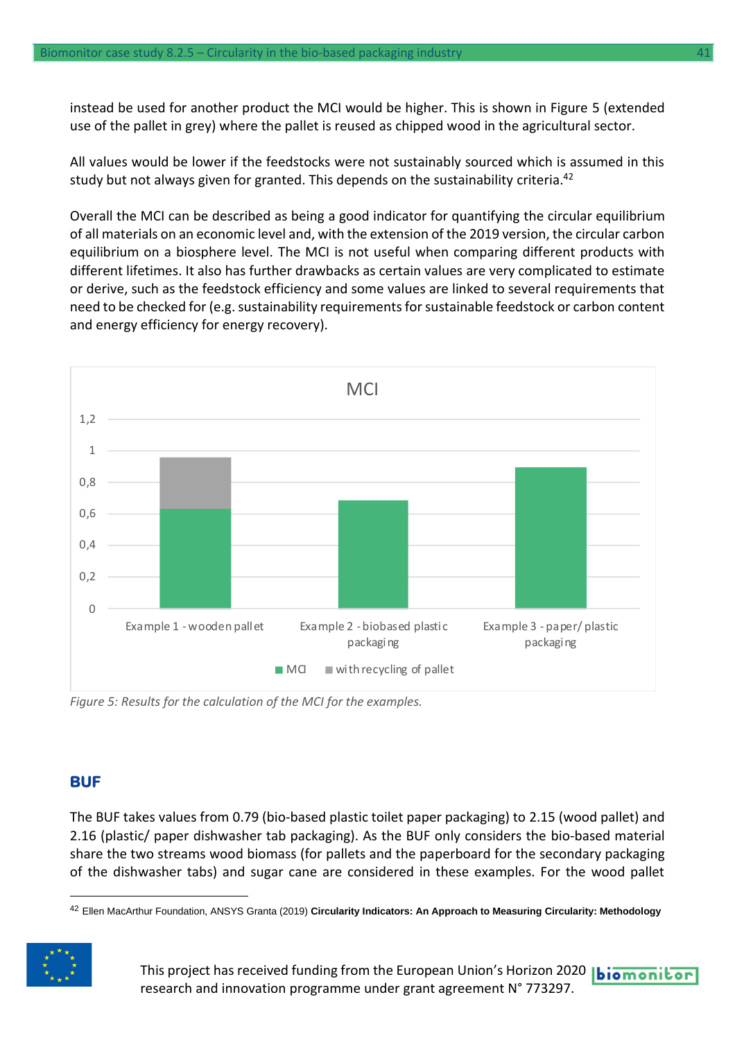instead be used for another product the MCI would be higher. This is shown in Figure 5 (extended use of the pallet in grey) where the pallet is reused as chipped wood in the agricultural sector.

All values would be lower if the feedstocks were not sustainably sourced which is assumed in this study but not always given for granted. This depends on the sustainability criteria.[42]

Overall the MCI can be described as being a good indicator for quantifying the circular equilibrium of all materials on an economic level and, with the extension of the 2019 version, the circular carbon equilibrium on a biosphere level. The MCI is not useful when comparing different products with different lifetimes. It also has further drawbacks as certain values are very complicated to estimate or derive, such as the feedstock efficiency and some values are linked to several requirements that need to be checked for (e.g. sustainability requirements for sustainable feedstock or carbon content and energy efficiency for energy recovery).

*Figure 5: Results for the calculation of the MCI for the examples.*

## BUF

The BUF takes values from 0.79 (bio-based plastic toilet paper packaging) to 2.15 (wood pallet) and 2.16 (plastic/ paper dishwasher tab packaging). As the BUF only considers the bio-based material share the two streams wood biomass (for pallets and the paperboard for the secondary packaging of the dishwasher tabs) and sugar cane are considered in these examples. For the wood pallet

[42] Ellen MacArthur Foundation, ANSYS Granta (2019) **Circularity Indicators: An Approach to Measuring Circularity: Methodology**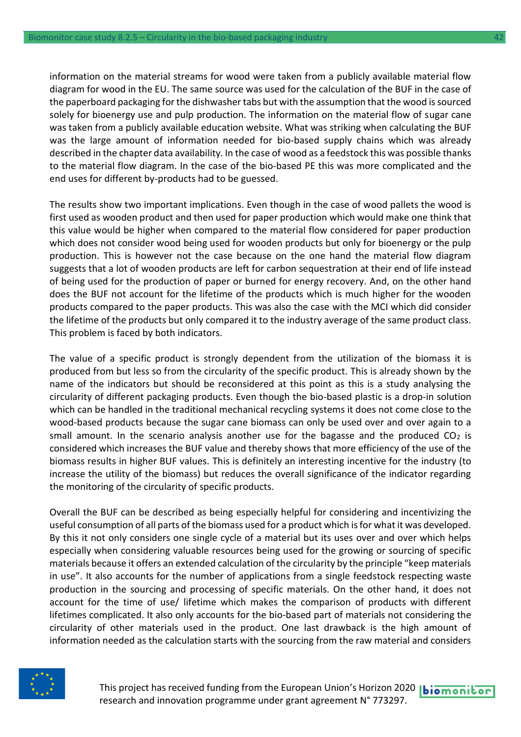information on the material streams for wood were taken from a publicly available material flow diagram for wood in the EU. The same source was used for the calculation of the BUF in the case of the paperboard packaging for the dishwasher tabs but with the assumption that the wood is sourced solely for bioenergy use and pulp production. The information on the material flow of sugar cane was taken from a publicly available education website. What was striking when calculating the BUF was the large amount of information needed for bio-based supply chains which was already described in the chapter data availability. In the case of wood as a feedstock this was possible thanks to the material flow diagram. In the case of the bio-based PE this was more complicated and the end uses for different by-products had to be guessed.

The results show two important implications. Even though in the case of wood pallets the wood is first used as wooden product and then used for paper production which would make one think that this value would be higher when compared to the material flow considered for paper production which does not consider wood being used for wooden products but only for bioenergy or the pulp production. This is however not the case because on the one hand the material flow diagram suggests that a lot of wooden products are left for carbon sequestration at their end of life instead of being used for the production of paper or burned for energy recovery. And, on the other hand does the BUF not account for the lifetime of the products which is much higher for the wooden products compared to the paper products. This was also the case with the MCI which did consider the lifetime of the products but only compared it to the industry average of the same product class. This problem is faced by both indicators.

The value of a specific product is strongly dependent from the utilization of the biomass it is produced from but less so from the circularity of the specific product. This is already shown by the name of the indicators but should be reconsidered at this point as this is a study analysing the circularity of different packaging products. Even though the bio-based plastic is a drop-in solution which can be handled in the traditional mechanical recycling systems it does not come close to the wood-based products because the sugar cane biomass can only be used over and over again to a small amount. In the scenario analysis another use for the bagasse and the produced $CO_2$ is considered which increases the BUF value and thereby shows that more efficiency of the use of the biomass results in higher BUF values. This is definitely an interesting incentive for the industry (to increase the utility of the biomass) but reduces the overall significance of the indicator regarding the monitoring of the circularity of specific products.

Overall the BUF can be described as being especially helpful for considering and incentivizing the useful consumption of all parts of the biomass used for a product which is for what it was developed. By this it not only considers one single cycle of a material but its uses over and over which helps especially when considering valuable resources being used for the growing or sourcing of specific materials because it offers an extended calculation of the circularity by the principle "keep materials in use". It also accounts for the number of applications from a single feedstock respecting waste production in the sourcing and processing of specific materials. On the other hand, it does not account for the time of use/ lifetime which makes the comparison of products with different lifetimes complicated. It also only accounts for the bio-based part of materials not considering the circularity of other materials used in the product. One last drawback is the high amount of information needed as the calculation starts with the sourcing from the raw material and considers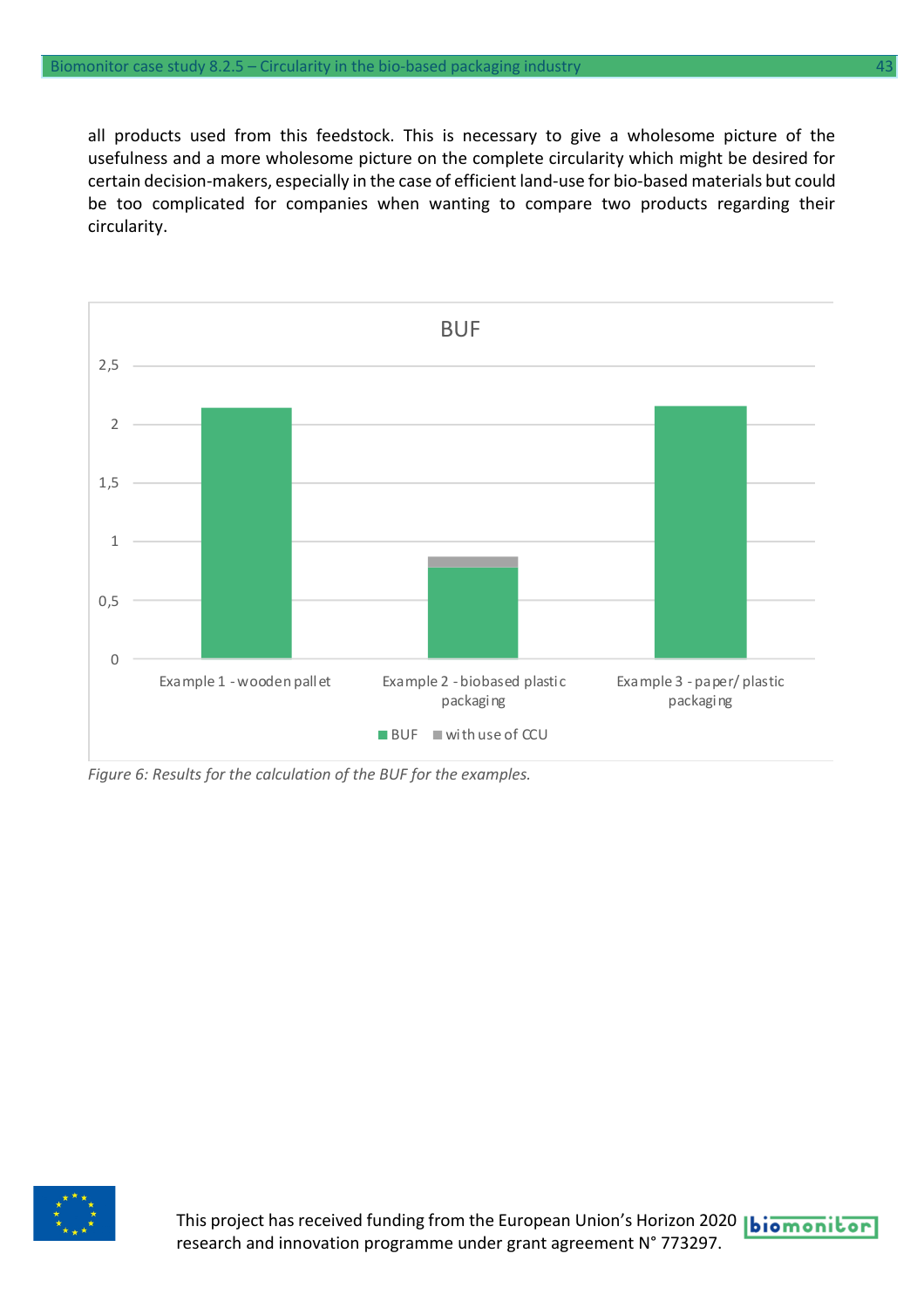all products used from this feedstock. This is necessary to give a wholesome picture of the usefulness and a more wholesome picture on the complete circularity which might be desired for certain decision-makers, especially in the case of efficient land-use for bio-based materials but could be too complicated for companies when wanting to compare two products regarding their circularity.

*Figure 6: Results for the calculation of the BUF for the examples.*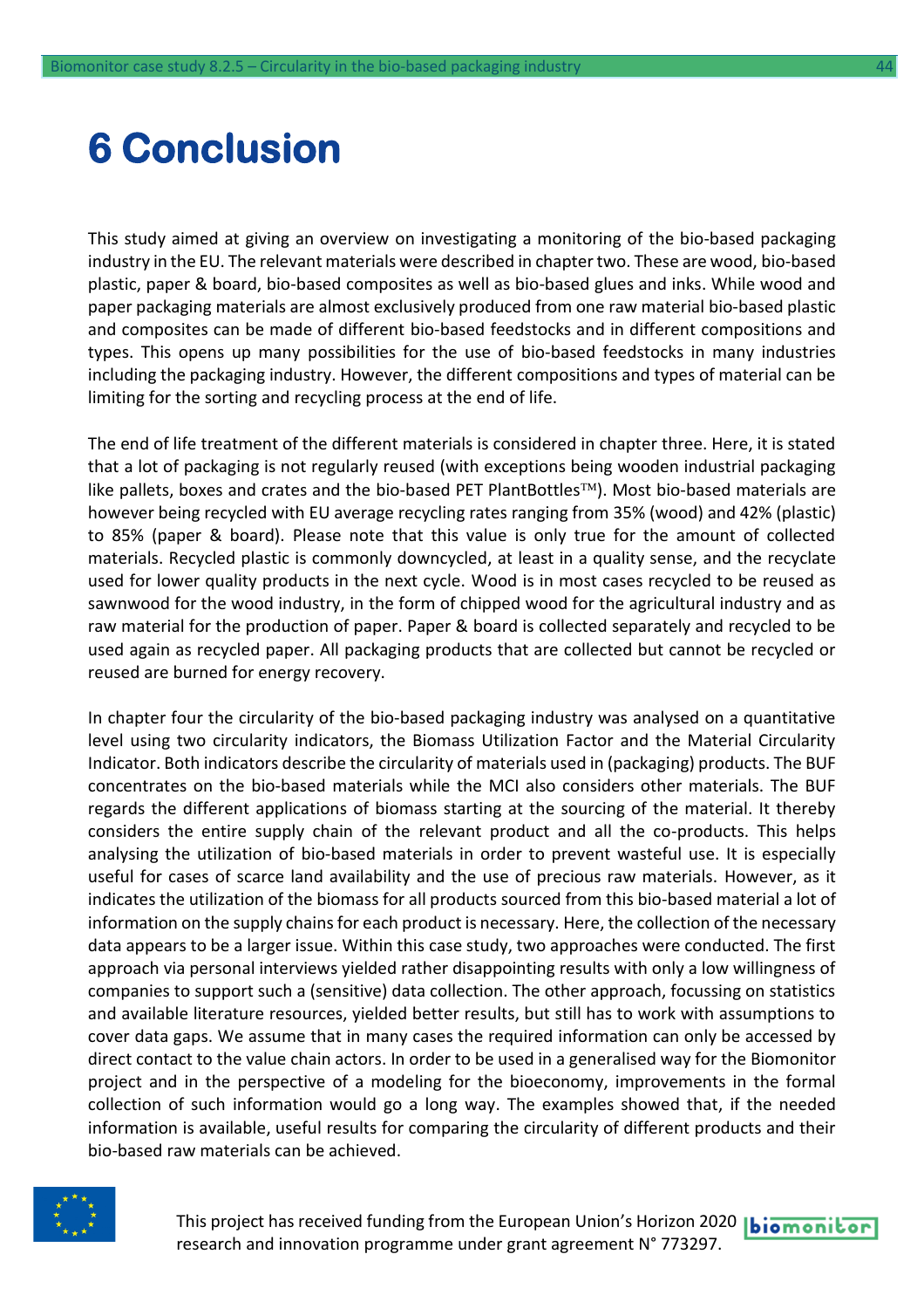# 6 Conclusion

This study aimed at giving an overview on investigating a monitoring of the bio-based packaging industry in the EU. The relevant materials were described in chapter two. These are wood, bio-based plastic, paper & board, bio-based composites as well as bio-based glues and inks. While wood and paper packaging materials are almost exclusively produced from one raw material bio-based plastic and composites can be made of different bio-based feedstocks and in different compositions and types. This opens up many possibilities for the use of bio-based feedstocks in many industries including the packaging industry. However, the different compositions and types of material can be limiting for the sorting and recycling process at the end of life.

The end of life treatment of the different materials is considered in chapter three. Here, it is stated that a lot of packaging is not regularly reused (with exceptions being wooden industrial packaging like pallets, boxes and crates and the bio-based PET PlantBottles™). Most bio-based materials are however being recycled with EU average recycling rates ranging from 35% (wood) and 42% (plastic) to 85% (paper & board). Please note that this value is only true for the amount of collected materials. Recycled plastic is commonly downcycled, at least in a quality sense, and the recyclate used for lower quality products in the next cycle. Wood is in most cases recycled to be reused as sawnwood for the wood industry, in the form of chipped wood for the agricultural industry and as raw material for the production of paper. Paper & board is collected separately and recycled to be used again as recycled paper. All packaging products that are collected but cannot be recycled or reused are burned for energy recovery.

In chapter four the circularity of the bio-based packaging industry was analysed on a quantitative level using two circularity indicators, the Biomass Utilization Factor and the Material Circularity Indicator. Both indicators describe the circularity of materials used in (packaging) products. The BUF concentrates on the bio-based materials while the MCI also considers other materials. The BUF regards the different applications of biomass starting at the sourcing of the material. It thereby considers the entire supply chain of the relevant product and all the co-products. This helps analysing the utilization of bio-based materials in order to prevent wasteful use. It is especially useful for cases of scarce land availability and the use of precious raw materials. However, as it indicates the utilization of the biomass for all products sourced from this bio-based material a lot of information on the supply chains for each product is necessary. Here, the collection of the necessary data appears to be a larger issue. Within this case study, two approaches were conducted. The first approach via personal interviews yielded rather disappointing results with only a low willingness of companies to support such a (sensitive) data collection. The other approach, focussing on statistics and available literature resources, yielded better results, but still has to work with assumptions to cover data gaps. We assume that in many cases the required information can only be accessed by direct contact to the value chain actors. In order to be used in a generalised way for the Biomonitor project and in the perspective of a modeling for the bioeconomy, improvements in the formal collection of such information would go a long way. The examples showed that, if the needed information is available, useful results for comparing the circularity of different products and their bio-based raw materials can be achieved.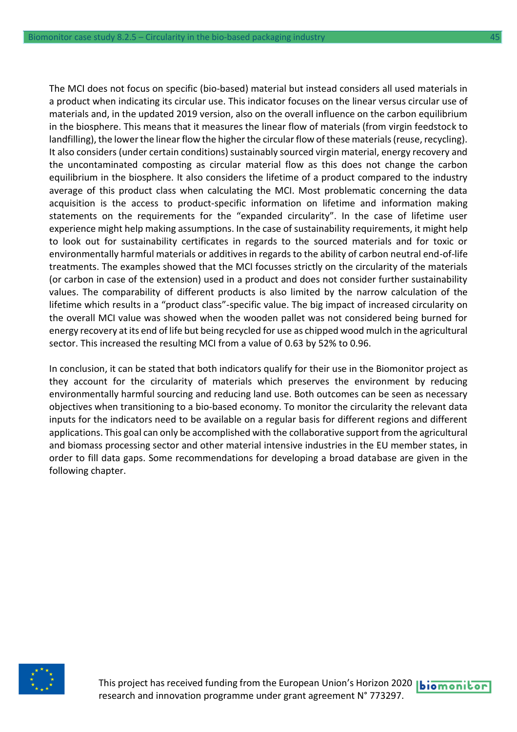The MCI does not focus on specific (bio-based) material but instead considers all used materials in a product when indicating its circular use. This indicator focuses on the linear versus circular use of materials and, in the updated 2019 version, also on the overall influence on the carbon equilibrium in the biosphere. This means that it measures the linear flow of materials (from virgin feedstock to landfilling), the lower the linear flow the higher the circular flow of these materials (reuse, recycling). It also considers (under certain conditions) sustainably sourced virgin material, energy recovery and the uncontaminated composting as circular material flow as this does not change the carbon equilibrium in the biosphere. It also considers the lifetime of a product compared to the industry average of this product class when calculating the MCI. Most problematic concerning the data acquisition is the access to product-specific information on lifetime and information making statements on the requirements for the "expanded circularity". In the case of lifetime user experience might help making assumptions. In the case of sustainability requirements, it might help to look out for sustainability certificates in regards to the sourced materials and for toxic or environmentally harmful materials or additives in regards to the ability of carbon neutral end-of-life treatments. The examples showed that the MCI focusses strictly on the circularity of the materials (or carbon in case of the extension) used in a product and does not consider further sustainability values. The comparability of different products is also limited by the narrow calculation of the lifetime which results in a "product class"-specific value. The big impact of increased circularity on the overall MCI value was showed when the wooden pallet was not considered being burned for energy recovery at its end of life but being recycled for use as chipped wood mulch in the agricultural sector. This increased the resulting MCI from a value of 0.63 by 52% to 0.96.

In conclusion, it can be stated that both indicators qualify for their use in the Biomonitor project as they account for the circularity of materials which preserves the environment by reducing environmentally harmful sourcing and reducing land use. Both outcomes can be seen as necessary objectives when transitioning to a bio-based economy. To monitor the circularity the relevant data inputs for the indicators need to be available on a regular basis for different regions and different applications. This goal can only be accomplished with the collaborative support from the agricultural and biomass processing sector and other material intensive industries in the EU member states, in order to fill data gaps. Some recommendations for developing a broad database are given in the following chapter.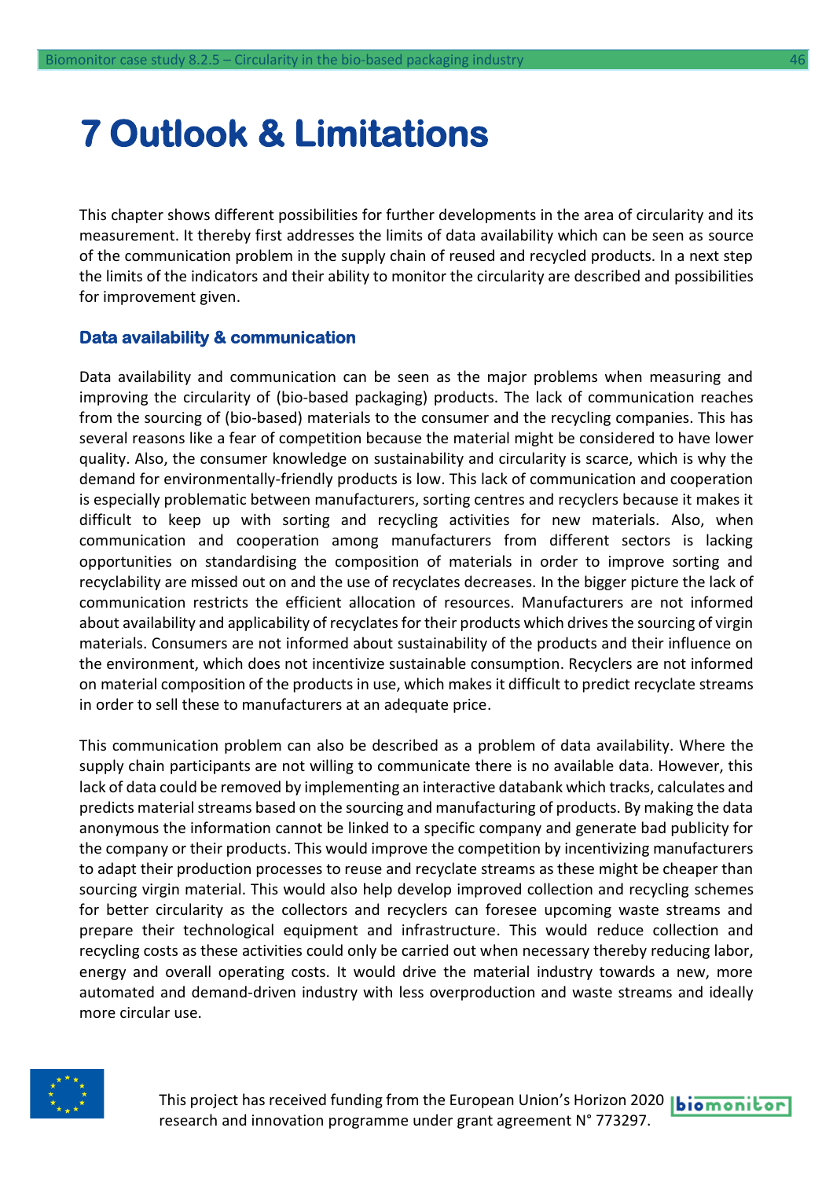# 7 Outlook & Limitations

This chapter shows different possibilities for further developments in the area of circularity and its measurement. It thereby first addresses the limits of data availability which can be seen as source of the communication problem in the supply chain of reused and recycled products. In a next step the limits of the indicators and their ability to monitor the circularity are described and possibilities for improvement given.

### Data availability & communication

Data availability and communication can be seen as the major problems when measuring and improving the circularity of (bio-based packaging) products. The lack of communication reaches from the sourcing of (bio-based) materials to the consumer and the recycling companies. This has several reasons like a fear of competition because the material might be considered to have lower quality. Also, the consumer knowledge on sustainability and circularity is scarce, which is why the demand for environmentally-friendly products is low. This lack of communication and cooperation is especially problematic between manufacturers, sorting centres and recyclers because it makes it difficult to keep up with sorting and recycling activities for new materials. Also, when communication and cooperation among manufacturers from different sectors is lacking opportunities on standardising the composition of materials in order to improve sorting and recyclability are missed out on and the use of recyclates decreases. In the bigger picture the lack of communication restricts the efficient allocation of resources. Manufacturers are not informed about availability and applicability of recyclates for their products which drives the sourcing of virgin materials. Consumers are not informed about sustainability of the products and their influence on the environment, which does not incentivize sustainable consumption. Recyclers are not informed on material composition of the products in use, which makes it difficult to predict recyclate streams in order to sell these to manufacturers at an adequate price.

This communication problem can also be described as a problem of data availability. Where the supply chain participants are not willing to communicate there is no available data. However, this lack of data could be removed by implementing an interactive databank which tracks, calculates and predicts material streams based on the sourcing and manufacturing of products. By making the data anonymous the information cannot be linked to a specific company and generate bad publicity for the company or their products. This would improve the competition by incentivizing manufacturers to adapt their production processes to reuse and recyclate streams as these might be cheaper than sourcing virgin material. This would also help develop improved collection and recycling schemes for better circularity as the collectors and recyclers can foresee upcoming waste streams and prepare their technological equipment and infrastructure. This would reduce collection and recycling costs as these activities could only be carried out when necessary thereby reducing labor, energy and overall operating costs. It would drive the material industry towards a new, more automated and demand-driven industry with less overproduction and waste streams and ideally more circular use.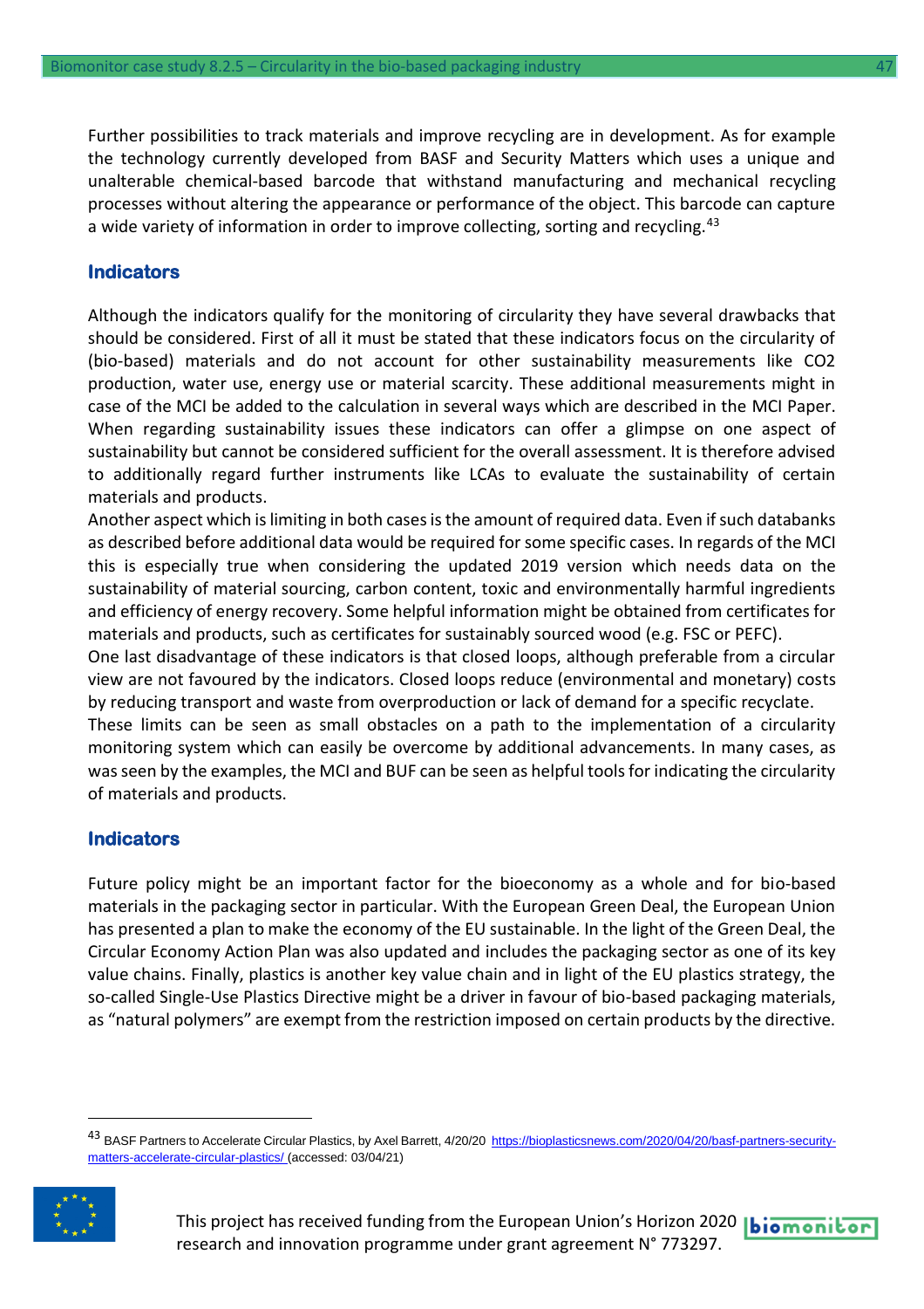Further possibilities to track materials and improve recycling are in development. As for example the technology currently developed from BASF and Security Matters which uses a unique and unalterable chemical-based barcode that withstand manufacturing and mechanical recycling processes without altering the appearance or performance of the object. This barcode can capture a wide variety of information in order to improve collecting, sorting and recycling.[43]

## Indicators

Although the indicators qualify for the monitoring of circularity they have several drawbacks that should be considered. First of all it must be stated that these indicators focus on the circularity of (bio-based) materials and do not account for other sustainability measurements like CO2 production, water use, energy use or material scarcity. These additional measurements might in case of the MCI be added to the calculation in several ways which are described in the MCI Paper. When regarding sustainability issues these indicators can offer a glimpse on one aspect of sustainability but cannot be considered sufficient for the overall assessment. It is therefore advised to additionally regard further instruments like LCAs to evaluate the sustainability of certain materials and products.

Another aspect which is limiting in both cases is the amount of required data. Even if such databanks as described before additional data would be required for some specific cases. In regards of the MCI this is especially true when considering the updated 2019 version which needs data on the sustainability of material sourcing, carbon content, toxic and environmentally harmful ingredients and efficiency of energy recovery. Some helpful information might be obtained from certificates for materials and products, such as certificates for sustainably sourced wood (e.g. FSC or PEFC).

One last disadvantage of these indicators is that closed loops, although preferable from a circular view are not favoured by the indicators. Closed loops reduce (environmental and monetary) costs by reducing transport and waste from overproduction or lack of demand for a specific recyclate.

These limits can be seen as small obstacles on a path to the implementation of a circularity monitoring system which can easily be overcome by additional advancements. In many cases, as was seen by the examples, the MCI and BUF can be seen as helpful tools for indicating the circularity of materials and products.

## Indicators

Future policy might be an important factor for the bioeconomy as a whole and for bio-based materials in the packaging sector in particular. With the European Green Deal, the European Union has presented a plan to make the economy of the EU sustainable. In the light of the Green Deal, the Circular Economy Action Plan was also updated and includes the packaging sector as one of its key value chains. Finally, plastics is another key value chain and in light of the EU plastics strategy, the so-called Single-Use Plastics Directive might be a driver in favour of bio-based packaging materials, as "natural polymers" are exempt from the restriction imposed on certain products by the directive.

---

[43] BASF Partners to Accelerate Circular Plastics, by Axel Barrett, 4/20/20 https://bioplasticsnews.com/2020/04/20/basf-partners-security-matters-accelerate-circular-plastics/ (accessed: 03/04/21)

This project has received funding from the European Union's Horizon 2020 research and innovation programme under grant agreement N° 773297.